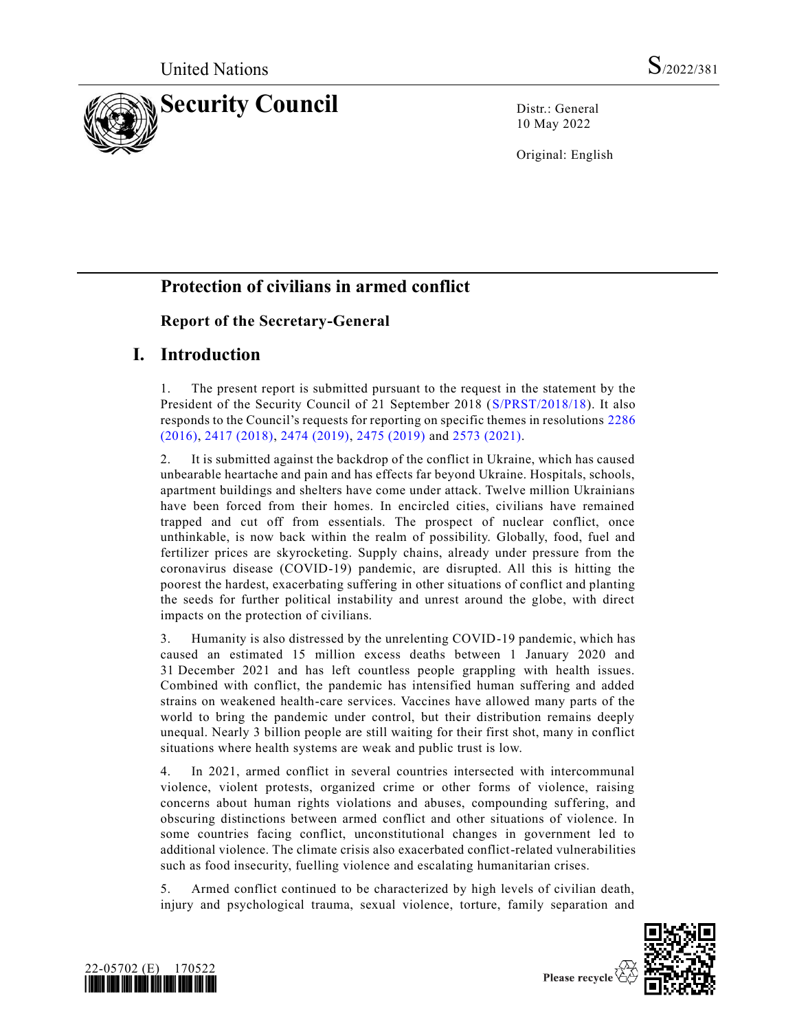United Nations S/2022/381

# Security Council

Distr.: General
10 May 2022

Original: English

## Protection of civilians in armed conflict

### Report of the Secretary-General

## I. Introduction

1. The present report is submitted pursuant to the request in the statement by the President of the Security Council of 21 September 2018 (S/PRST/2018/18). It also responds to the Council's requests for reporting on specific themes in resolutions 2286 (2016), 2417 (2018), 2474 (2019), 2475 (2019) and 2573 (2021).

2. It is submitted against the backdrop of the conflict in Ukraine, which has caused unbearable heartache and pain and has effects far beyond Ukraine. Hospitals, schools, apartment buildings and shelters have come under attack. Twelve million Ukrainians have been forced from their homes. In encircled cities, civilians have remained trapped and cut off from essentials. The prospect of nuclear conflict, once unthinkable, is now back within the realm of possibility. Globally, food, fuel and fertilizer prices are skyrocketing. Supply chains, already under pressure from the coronavirus disease (COVID-19) pandemic, are disrupted. All this is hitting the poorest the hardest, exacerbating suffering in other situations of conflict and planting the seeds for further political instability and unrest around the globe, with direct impacts on the protection of civilians.

3. Humanity is also distressed by the unrelenting COVID-19 pandemic, which has caused an estimated 15 million excess deaths between 1 January 2020 and 31 December 2021 and has left countless people grappling with health issues. Combined with conflict, the pandemic has intensified human suffering and added strains on weakened health-care services. Vaccines have allowed many parts of the world to bring the pandemic under control, but their distribution remains deeply unequal. Nearly 3 billion people are still waiting for their first shot, many in conflict situations where health systems are weak and public trust is low.

4. In 2021, armed conflict in several countries intersected with intercommunal violence, violent protests, organized crime or other forms of violence, raising concerns about human rights violations and abuses, compounding suffering, and obscuring distinctions between armed conflict and other situations of violence. In some countries facing conflict, unconstitutional changes in government led to additional violence. The climate crisis also exacerbated conflict-related vulnerabilities such as food insecurity, fuelling violence and escalating humanitarian crises.

5. Armed conflict continued to be characterized by high levels of civilian death, injury and psychological trauma, sexual violence, torture, family separation and

22-05702 (E) 170522

Please recycle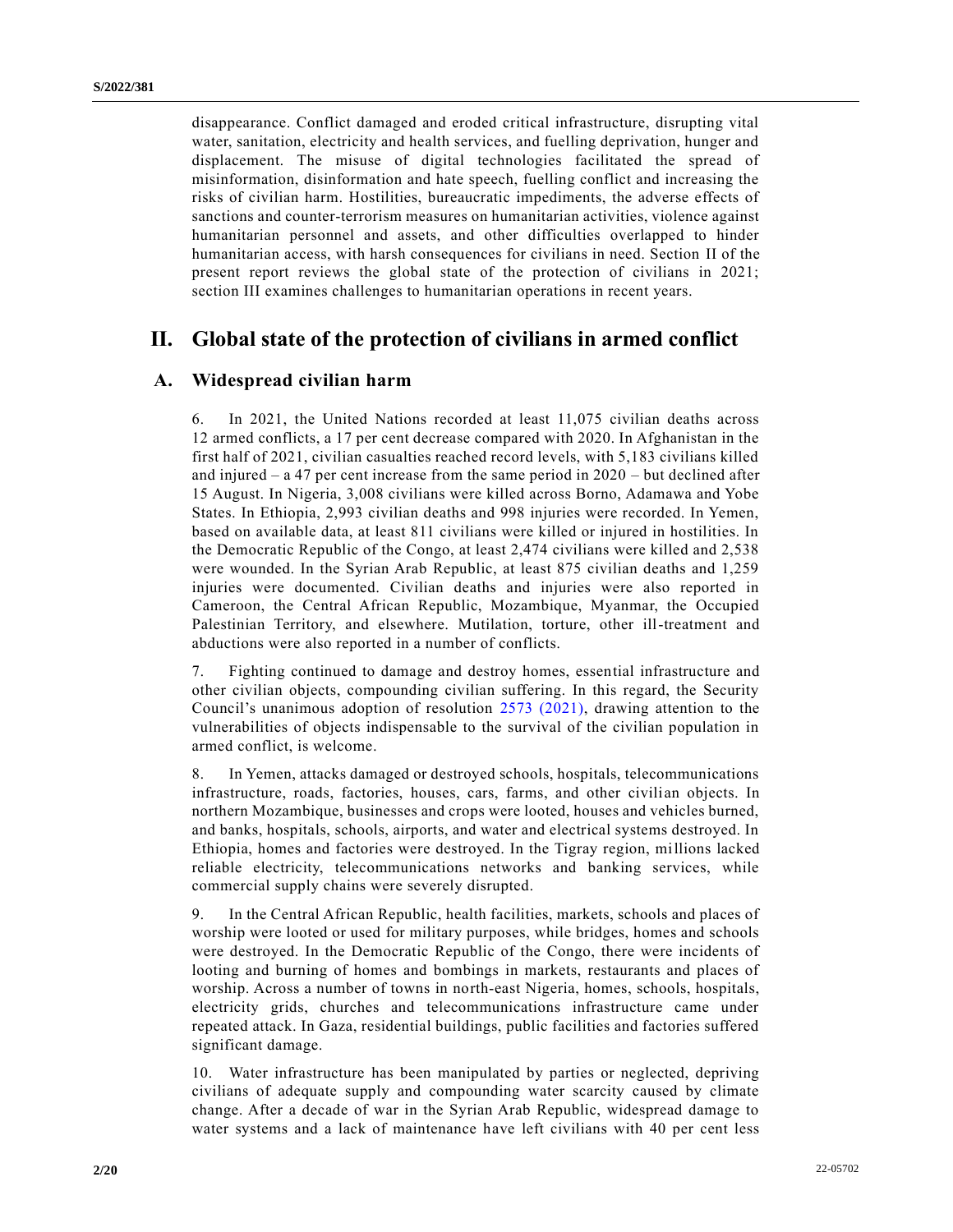disappearance. Conflict damaged and eroded critical infrastructure, disrupting vital water, sanitation, electricity and health services, and fuelling deprivation, hunger and displacement. The misuse of digital technologies facilitated the spread of misinformation, disinformation and hate speech, fuelling conflict and increasing the risks of civilian harm. Hostilities, bureaucratic impediments, the adverse effects of sanctions and counter-terrorism measures on humanitarian activities, violence against humanitarian personnel and assets, and other difficulties overlapped to hinder humanitarian access, with harsh consequences for civilians in need. Section II of the present report reviews the global state of the protection of civilians in 2021; section III examines challenges to humanitarian operations in recent years.

# II. Global state of the protection of civilians in armed conflict

## A. Widespread civilian harm

6. In 2021, the United Nations recorded at least 11,075 civilian deaths across 12 armed conflicts, a 17 per cent decrease compared with 2020. In Afghanistan in the first half of 2021, civilian casualties reached record levels, with 5,183 civilians killed and injured – a 47 per cent increase from the same period in 2020 – but declined after 15 August. In Nigeria, 3,008 civilians were killed across Borno, Adamawa and Yobe States. In Ethiopia, 2,993 civilian deaths and 998 injuries were recorded. In Yemen, based on available data, at least 811 civilians were killed or injured in hostilities. In the Democratic Republic of the Congo, at least 2,474 civilians were killed and 2,538 were wounded. In the Syrian Arab Republic, at least 875 civilian deaths and 1,259 injuries were documented. Civilian deaths and injuries were also reported in Cameroon, the Central African Republic, Mozambique, Myanmar, the Occupied Palestinian Territory, and elsewhere. Mutilation, torture, other ill-treatment and abductions were also reported in a number of conflicts.

7. Fighting continued to damage and destroy homes, essential infrastructure and other civilian objects, compounding civilian suffering. In this regard, the Security Council's unanimous adoption of resolution 2573 (2021), drawing attention to the vulnerabilities of objects indispensable to the survival of the civilian population in armed conflict, is welcome.

8. In Yemen, attacks damaged or destroyed schools, hospitals, telecommunications infrastructure, roads, factories, houses, cars, farms, and other civilian objects. In northern Mozambique, businesses and crops were looted, houses and vehicles burned, and banks, hospitals, schools, airports, and water and electrical systems destroyed. In Ethiopia, homes and factories were destroyed. In the Tigray region, millions lacked reliable electricity, telecommunications networks and banking services, while commercial supply chains were severely disrupted.

9. In the Central African Republic, health facilities, markets, schools and places of worship were looted or used for military purposes, while bridges, homes and schools were destroyed. In the Democratic Republic of the Congo, there were incidents of looting and burning of homes and bombings in markets, restaurants and places of worship. Across a number of towns in north-east Nigeria, homes, schools, hospitals, electricity grids, churches and telecommunications infrastructure came under repeated attack. In Gaza, residential buildings, public facilities and factories suffered significant damage.

10. Water infrastructure has been manipulated by parties or neglected, depriving civilians of adequate supply and compounding water scarcity caused by climate change. After a decade of war in the Syrian Arab Republic, widespread damage to water systems and a lack of maintenance have left civilians with 40 per cent less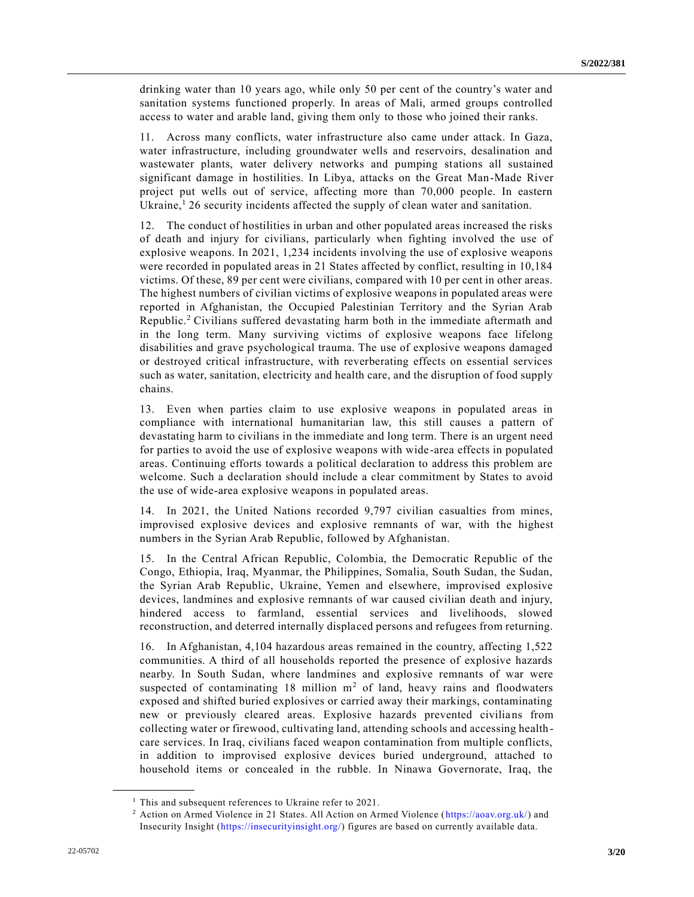drinking water than 10 years ago, while only 50 per cent of the country's water and sanitation systems functioned properly. In areas of Mali, armed groups controlled access to water and arable land, giving them only to those who joined their ranks.

11. Across many conflicts, water infrastructure also came under attack. In Gaza, water infrastructure, including groundwater wells and reservoirs, desalination and wastewater plants, water delivery networks and pumping stations all sustained significant damage in hostilities. In Libya, attacks on the Great Man-Made River project put wells out of service, affecting more than 70,000 people. In eastern Ukraine,[1] 26 security incidents affected the supply of clean water and sanitation.

12. The conduct of hostilities in urban and other populated areas increased the risks of death and injury for civilians, particularly when fighting involved the use of explosive weapons. In 2021, 1,234 incidents involving the use of explosive weapons were recorded in populated areas in 21 States affected by conflict, resulting in 10,184 victims. Of these, 89 per cent were civilians, compared with 10 per cent in other areas. The highest numbers of civilian victims of explosive weapons in populated areas were reported in Afghanistan, the Occupied Palestinian Territory and the Syrian Arab Republic.[2] Civilians suffered devastating harm both in the immediate aftermath and in the long term. Many surviving victims of explosive weapons face lifelong disabilities and grave psychological trauma. The use of explosive weapons damaged or destroyed critical infrastructure, with reverberating effects on essential services such as water, sanitation, electricity and health care, and the disruption of food supply chains.

13. Even when parties claim to use explosive weapons in populated areas in compliance with international humanitarian law, this still causes a pattern of devastating harm to civilians in the immediate and long term. There is an urgent need for parties to avoid the use of explosive weapons with wide-area effects in populated areas. Continuing efforts towards a political declaration to address this problem are welcome. Such a declaration should include a clear commitment by States to avoid the use of wide-area explosive weapons in populated areas.

14. In 2021, the United Nations recorded 9,797 civilian casualties from mines, improvised explosive devices and explosive remnants of war, with the highest numbers in the Syrian Arab Republic, followed by Afghanistan.

15. In the Central African Republic, Colombia, the Democratic Republic of the Congo, Ethiopia, Iraq, Myanmar, the Philippines, Somalia, South Sudan, the Sudan, the Syrian Arab Republic, Ukraine, Yemen and elsewhere, improvised explosive devices, landmines and explosive remnants of war caused civilian death and injury, hindered access to farmland, essential services and livelihoods, slowed reconstruction, and deterred internally displaced persons and refugees from returning.

16. In Afghanistan, 4,104 hazardous areas remained in the country, affecting 1,522 communities. A third of all households reported the presence of explosive hazards nearby. In South Sudan, where landmines and explosive remnants of war were suspected of contaminating 18 million $m^2$ of land, heavy rains and floodwaters exposed and shifted buried explosives or carried away their markings, contaminating new or previously cleared areas. Explosive hazards prevented civilians from collecting water or firewood, cultivating land, attending schools and accessing health-care services. In Iraq, civilians faced weapon contamination from multiple conflicts, in addition to improvised explosive devices buried underground, attached to household items or concealed in the rubble. In Ninawa Governorate, Iraq, the

---

[1] This and subsequent references to Ukraine refer to 2021.

[2] Action on Armed Violence in 21 States. All Action on Armed Violence (https://aoav.org.uk/) and Insecurity Insight (https://insecurityinsight.org/) figures are based on currently available data.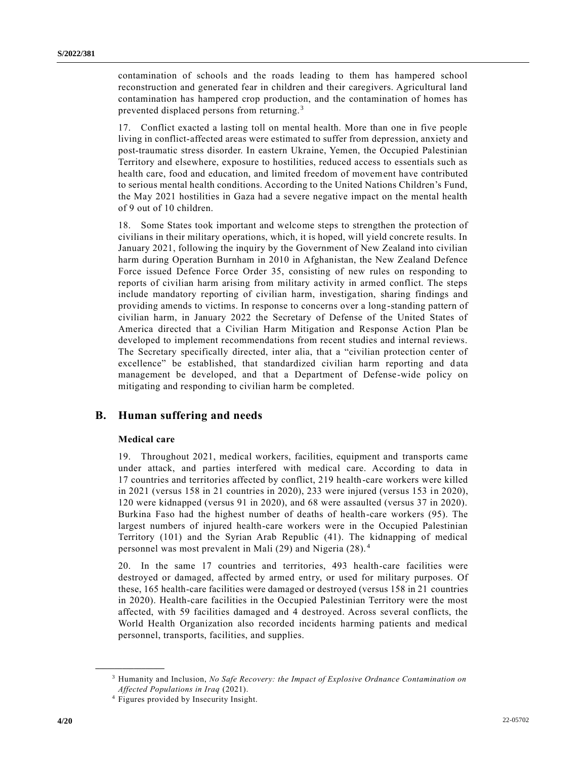contamination of schools and the roads leading to them has hampered school reconstruction and generated fear in children and their caregivers. Agricultural land contamination has hampered crop production, and the contamination of homes has prevented displaced persons from returning.[3]

17. Conflict exacted a lasting toll on mental health. More than one in five people living in conflict-affected areas were estimated to suffer from depression, anxiety and post-traumatic stress disorder. In eastern Ukraine, Yemen, the Occupied Palestinian Territory and elsewhere, exposure to hostilities, reduced access to essentials such as health care, food and education, and limited freedom of movement have contributed to serious mental health conditions. According to the United Nations Children's Fund, the May 2021 hostilities in Gaza had a severe negative impact on the mental health of 9 out of 10 children.

18. Some States took important and welcome steps to strengthen the protection of civilians in their military operations, which, it is hoped, will yield concrete results. In January 2021, following the inquiry by the Government of New Zealand into civilian harm during Operation Burnham in 2010 in Afghanistan, the New Zealand Defence Force issued Defence Force Order 35, consisting of new rules on responding to reports of civilian harm arising from military activity in armed conflict. The steps include mandatory reporting of civilian harm, investigation, sharing findings and providing amends to victims. In response to concerns over a long-standing pattern of civilian harm, in January 2022 the Secretary of Defense of the United States of America directed that a Civilian Harm Mitigation and Response Action Plan be developed to implement recommendations from recent studies and internal reviews. The Secretary specifically directed, inter alia, that a "civilian protection center of excellence" be established, that standardized civilian harm reporting and data management be developed, and that a Department of Defense-wide policy on mitigating and responding to civilian harm be completed.

## B. Human suffering and needs

### Medical care

19. Throughout 2021, medical workers, facilities, equipment and transports came under attack, and parties interfered with medical care. According to data in 17 countries and territories affected by conflict, 219 health-care workers were killed in 2021 (versus 158 in 21 countries in 2020), 233 were injured (versus 153 in 2020), 120 were kidnapped (versus 91 in 2020), and 68 were assaulted (versus 37 in 2020). Burkina Faso had the highest number of deaths of health-care workers (95). The largest numbers of injured health-care workers were in the Occupied Palestinian Territory (101) and the Syrian Arab Republic (41). The kidnapping of medical personnel was most prevalent in Mali (29) and Nigeria (28).[4]

20. In the same 17 countries and territories, 493 health-care facilities were destroyed or damaged, affected by armed entry, or used for military purposes. Of these, 165 health-care facilities were damaged or destroyed (versus 158 in 21 countries in 2020). Health-care facilities in the Occupied Palestinian Territory were the most affected, with 59 facilities damaged and 4 destroyed. Across several conflicts, the World Health Organization also recorded incidents harming patients and medical personnel, transports, facilities, and supplies.

---

[3] Humanity and Inclusion, *No Safe Recovery: the Impact of Explosive Ordnance Contamination on Affected Populations in Iraq* (2021).

[4] Figures provided by Insecurity Insight.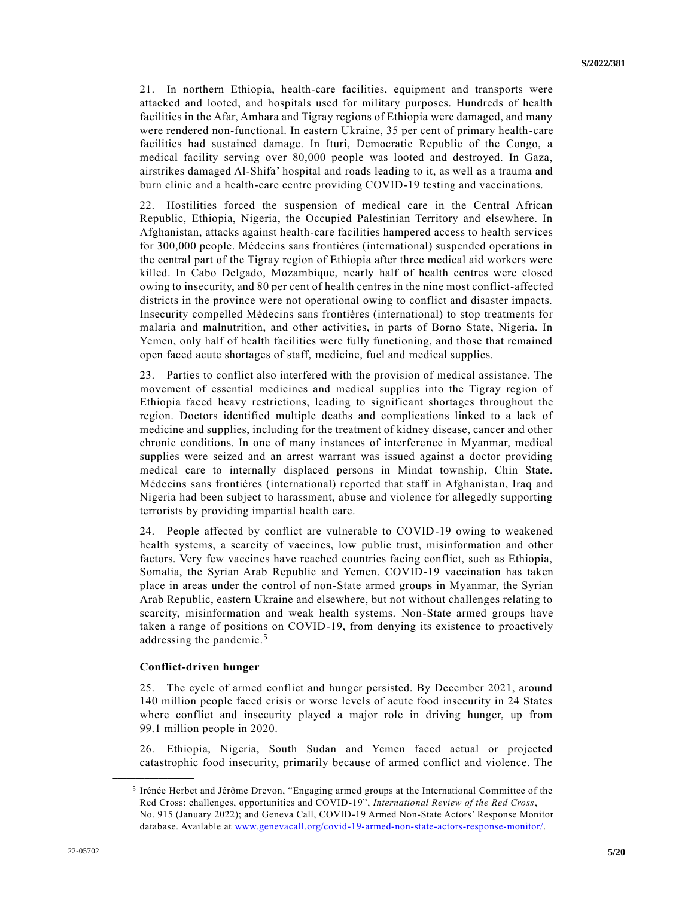21. In northern Ethiopia, health-care facilities, equipment and transports were attacked and looted, and hospitals used for military purposes. Hundreds of health facilities in the Afar, Amhara and Tigray regions of Ethiopia were damaged, and many were rendered non-functional. In eastern Ukraine, 35 per cent of primary health-care facilities had sustained damage. In Ituri, Democratic Republic of the Congo, a medical facility serving over 80,000 people was looted and destroyed. In Gaza, airstrikes damaged Al-Shifa' hospital and roads leading to it, as well as a trauma and burn clinic and a health-care centre providing COVID-19 testing and vaccinations.

22. Hostilities forced the suspension of medical care in the Central African Republic, Ethiopia, Nigeria, the Occupied Palestinian Territory and elsewhere. In Afghanistan, attacks against health-care facilities hampered access to health services for 300,000 people. Médecins sans frontières (international) suspended operations in the central part of the Tigray region of Ethiopia after three medical aid workers were killed. In Cabo Delgado, Mozambique, nearly half of health centres were closed owing to insecurity, and 80 per cent of health centres in the nine most conflict-affected districts in the province were not operational owing to conflict and disaster impacts. Insecurity compelled Médecins sans frontières (international) to stop treatments for malaria and malnutrition, and other activities, in parts of Borno State, Nigeria. In Yemen, only half of health facilities were fully functioning, and those that remained open faced acute shortages of staff, medicine, fuel and medical supplies.

23. Parties to conflict also interfered with the provision of medical assistance. The movement of essential medicines and medical supplies into the Tigray region of Ethiopia faced heavy restrictions, leading to significant shortages throughout the region. Doctors identified multiple deaths and complications linked to a lack of medicine and supplies, including for the treatment of kidney disease, cancer and other chronic conditions. In one of many instances of interference in Myanmar, medical supplies were seized and an arrest warrant was issued against a doctor providing medical care to internally displaced persons in Mindat township, Chin State. Médecins sans frontières (international) reported that staff in Afghanistan, Iraq and Nigeria had been subject to harassment, abuse and violence for allegedly supporting terrorists by providing impartial health care.

24. People affected by conflict are vulnerable to COVID-19 owing to weakened health systems, a scarcity of vaccines, low public trust, misinformation and other factors. Very few vaccines have reached countries facing conflict, such as Ethiopia, Somalia, the Syrian Arab Republic and Yemen. COVID-19 vaccination has taken place in areas under the control of non-State armed groups in Myanmar, the Syrian Arab Republic, eastern Ukraine and elsewhere, but not without challenges relating to scarcity, misinformation and weak health systems. Non-State armed groups have taken a range of positions on COVID-19, from denying its existence to proactively addressing the pandemic.[5]

**Conflict-driven hunger**

25. The cycle of armed conflict and hunger persisted. By December 2021, around 140 million people faced crisis or worse levels of acute food insecurity in 24 States where conflict and insecurity played a major role in driving hunger, up from 99.1 million people in 2020.

26. Ethiopia, Nigeria, South Sudan and Yemen faced actual or projected catastrophic food insecurity, primarily because of armed conflict and violence. The

[5] Irénée Herbet and Jérôme Drevon, "Engaging armed groups at the International Committee of the Red Cross: challenges, opportunities and COVID-19", *International Review of the Red Cross*, No. 915 (January 2022); and Geneva Call, COVID-19 Armed Non-State Actors' Response Monitor database. Available at www.genevacall.org/covid-19-armed-non-state-actors-response-monitor/.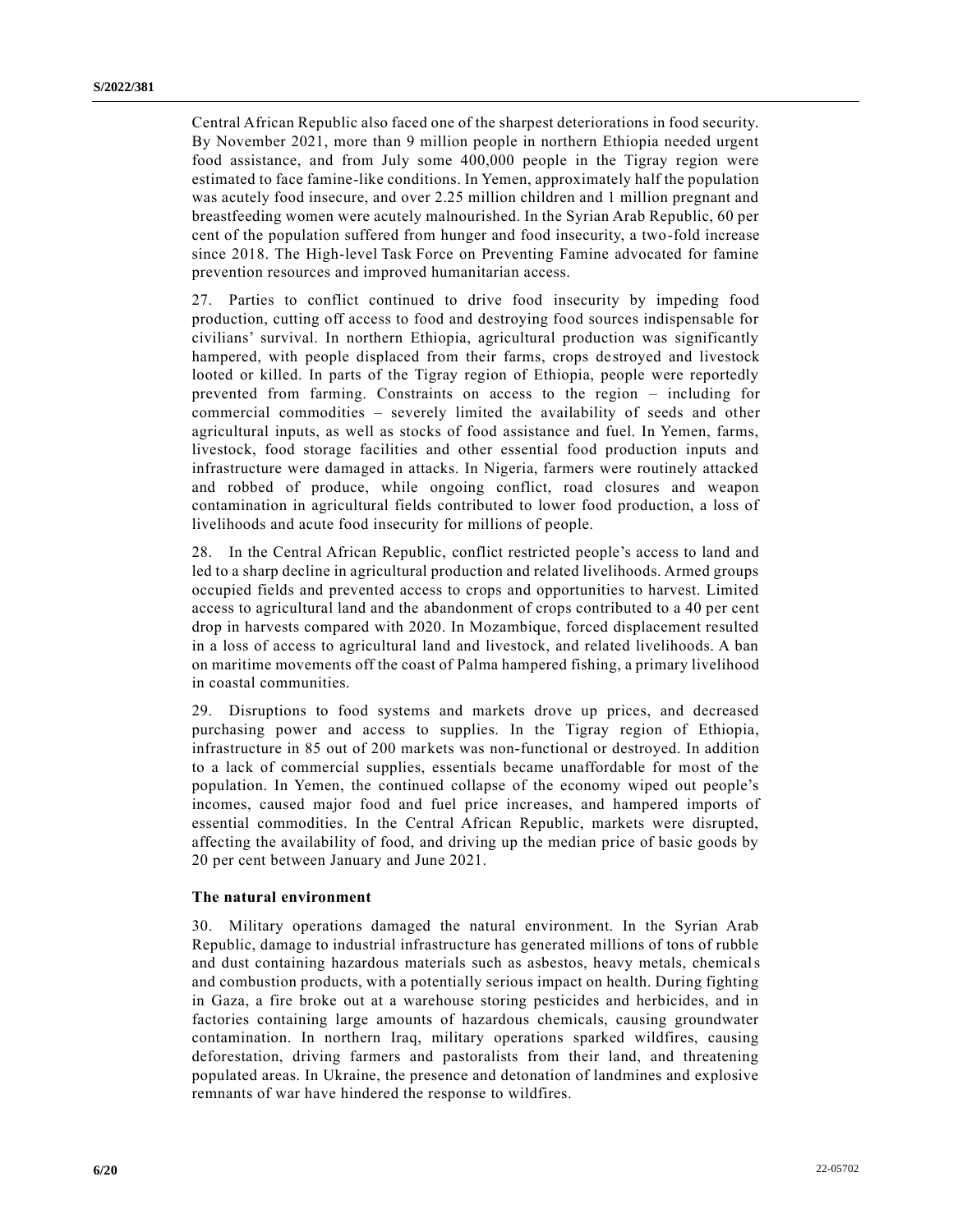Central African Republic also faced one of the sharpest deteriorations in food security. By November 2021, more than 9 million people in northern Ethiopia needed urgent food assistance, and from July some 400,000 people in the Tigray region were estimated to face famine-like conditions. In Yemen, approximately half the population was acutely food insecure, and over 2.25 million children and 1 million pregnant and breastfeeding women were acutely malnourished. In the Syrian Arab Republic, 60 per cent of the population suffered from hunger and food insecurity, a two-fold increase since 2018. The High-level Task Force on Preventing Famine advocated for famine prevention resources and improved humanitarian access.

27. Parties to conflict continued to drive food insecurity by impeding food production, cutting off access to food and destroying food sources indispensable for civilians' survival. In northern Ethiopia, agricultural production was significantly hampered, with people displaced from their farms, crops destroyed and livestock looted or killed. In parts of the Tigray region of Ethiopia, people were reportedly prevented from farming. Constraints on access to the region – including for commercial commodities – severely limited the availability of seeds and other agricultural inputs, as well as stocks of food assistance and fuel. In Yemen, farms, livestock, food storage facilities and other essential food production inputs and infrastructure were damaged in attacks. In Nigeria, farmers were routinely attacked and robbed of produce, while ongoing conflict, road closures and weapon contamination in agricultural fields contributed to lower food production, a loss of livelihoods and acute food insecurity for millions of people.

28. In the Central African Republic, conflict restricted people's access to land and led to a sharp decline in agricultural production and related livelihoods. Armed groups occupied fields and prevented access to crops and opportunities to harvest. Limited access to agricultural land and the abandonment of crops contributed to a 40 per cent drop in harvests compared with 2020. In Mozambique, forced displacement resulted in a loss of access to agricultural land and livestock, and related livelihoods. A ban on maritime movements off the coast of Palma hampered fishing, a primary livelihood in coastal communities.

29. Disruptions to food systems and markets drove up prices, and decreased purchasing power and access to supplies. In the Tigray region of Ethiopia, infrastructure in 85 out of 200 markets was non-functional or destroyed. In addition to a lack of commercial supplies, essentials became unaffordable for most of the population. In Yemen, the continued collapse of the economy wiped out people's incomes, caused major food and fuel price increases, and hampered imports of essential commodities. In the Central African Republic, markets were disrupted, affecting the availability of food, and driving up the median price of basic goods by 20 per cent between January and June 2021.

### The natural environment

30. Military operations damaged the natural environment. In the Syrian Arab Republic, damage to industrial infrastructure has generated millions of tons of rubble and dust containing hazardous materials such as asbestos, heavy metals, chemicals and combustion products, with a potentially serious impact on health. During fighting in Gaza, a fire broke out at a warehouse storing pesticides and herbicides, and in factories containing large amounts of hazardous chemicals, causing groundwater contamination. In northern Iraq, military operations sparked wildfires, causing deforestation, driving farmers and pastoralists from their land, and threatening populated areas. In Ukraine, the presence and detonation of landmines and explosive remnants of war have hindered the response to wildfires.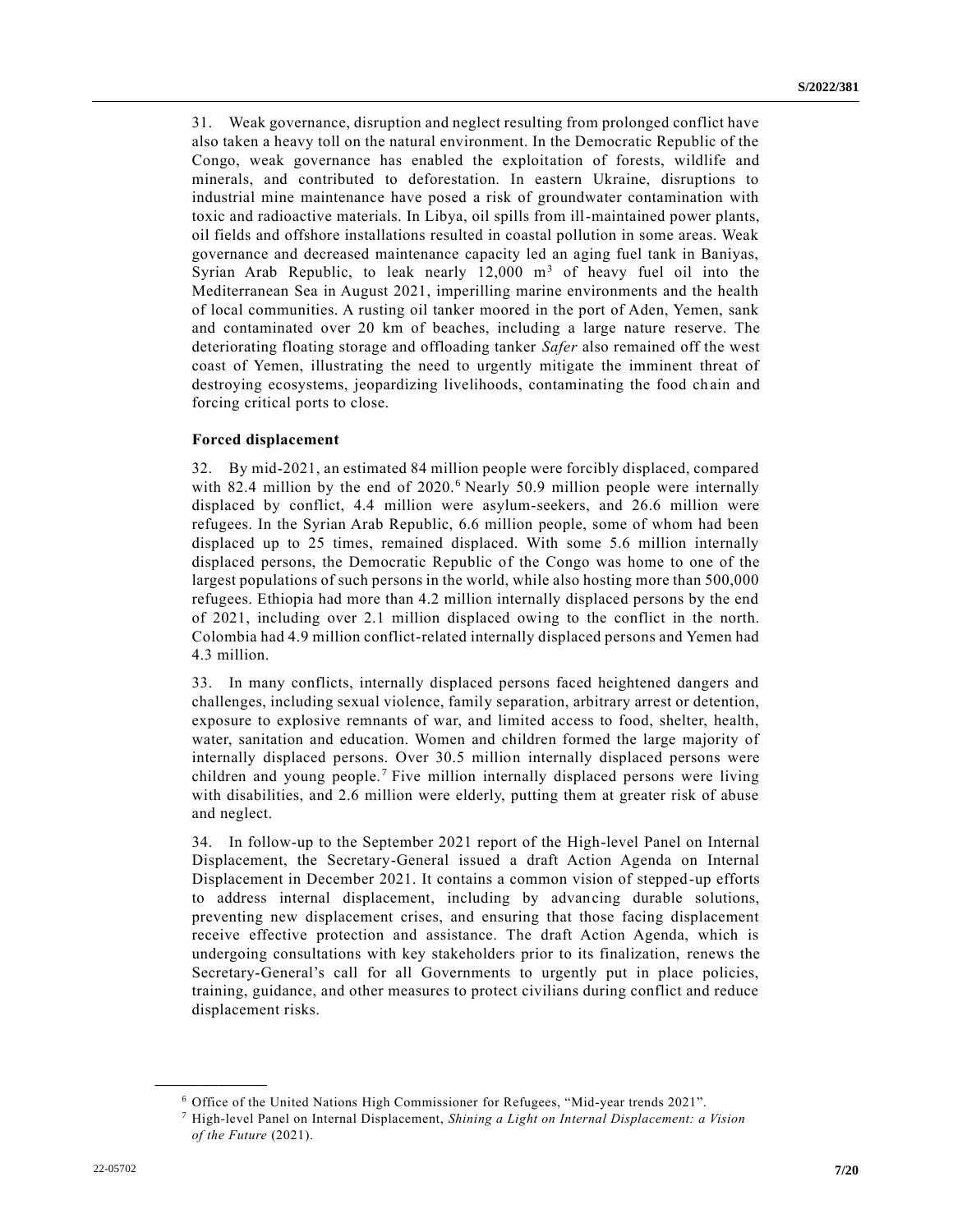31. Weak governance, disruption and neglect resulting from prolonged conflict have also taken a heavy toll on the natural environment. In the Democratic Republic of the Congo, weak governance has enabled the exploitation of forests, wildlife and minerals, and contributed to deforestation. In eastern Ukraine, disruptions to industrial mine maintenance have posed a risk of groundwater contamination with toxic and radioactive materials. In Libya, oil spills from ill-maintained power plants, oil fields and offshore installations resulted in coastal pollution in some areas. Weak governance and decreased maintenance capacity led an aging fuel tank in Baniyas, Syrian Arab Republic, to leak nearly 12,000 $m^3$ of heavy fuel oil into the Mediterranean Sea in August 2021, imperilling marine environments and the health of local communities. A rusting oil tanker moored in the port of Aden, Yemen, sank and contaminated over 20 km of beaches, including a large nature reserve. The deteriorating floating storage and offloading tanker *Safer* also remained off the west coast of Yemen, illustrating the need to urgently mitigate the imminent threat of destroying ecosystems, jeopardizing livelihoods, contaminating the food chain and forcing critical ports to close.

**Forced displacement**

32. By mid-2021, an estimated 84 million people were forcibly displaced, compared with 82.4 million by the end of 2020.[6] Nearly 50.9 million people were internally displaced by conflict, 4.4 million were asylum-seekers, and 26.6 million were refugees. In the Syrian Arab Republic, 6.6 million people, some of whom had been displaced up to 25 times, remained displaced. With some 5.6 million internally displaced persons, the Democratic Republic of the Congo was home to one of the largest populations of such persons in the world, while also hosting more than 500,000 refugees. Ethiopia had more than 4.2 million internally displaced persons by the end of 2021, including over 2.1 million displaced owing to the conflict in the north. Colombia had 4.9 million conflict-related internally displaced persons and Yemen had 4.3 million.

33. In many conflicts, internally displaced persons faced heightened dangers and challenges, including sexual violence, family separation, arbitrary arrest or detention, exposure to explosive remnants of war, and limited access to food, shelter, health, water, sanitation and education. Women and children formed the large majority of internally displaced persons. Over 30.5 million internally displaced persons were children and young people.[7] Five million internally displaced persons were living with disabilities, and 2.6 million were elderly, putting them at greater risk of abuse and neglect.

34. In follow-up to the September 2021 report of the High-level Panel on Internal Displacement, the Secretary-General issued a draft Action Agenda on Internal Displacement in December 2021. It contains a common vision of stepped-up efforts to address internal displacement, including by advancing durable solutions, preventing new displacement crises, and ensuring that those facing displacement receive effective protection and assistance. The draft Action Agenda, which is undergoing consultations with key stakeholders prior to its finalization, renews the Secretary-General's call for all Governments to urgently put in place policies, training, guidance, and other measures to protect civilians during conflict and reduce displacement risks.

---

[6] Office of the United Nations High Commissioner for Refugees, "Mid-year trends 2021".

[7] High-level Panel on Internal Displacement, *Shining a Light on Internal Displacement: a Vision of the Future* (2021).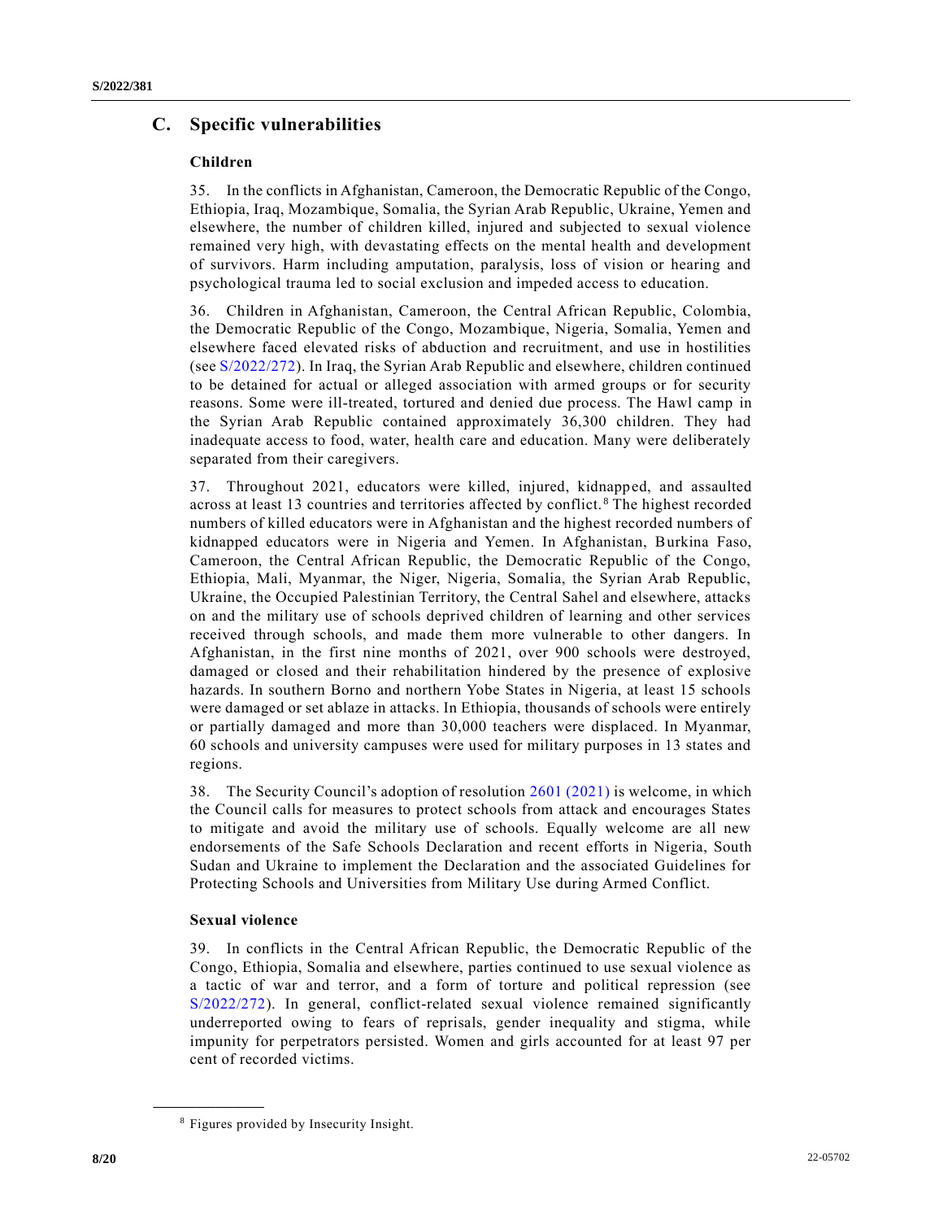## C. Specific vulnerabilities

### Children

35. In the conflicts in Afghanistan, Cameroon, the Democratic Republic of the Congo, Ethiopia, Iraq, Mozambique, Somalia, the Syrian Arab Republic, Ukraine, Yemen and elsewhere, the number of children killed, injured and subjected to sexual violence remained very high, with devastating effects on the mental health and development of survivors. Harm including amputation, paralysis, loss of vision or hearing and psychological trauma led to social exclusion and impeded access to education.

36. Children in Afghanistan, Cameroon, the Central African Republic, Colombia, the Democratic Republic of the Congo, Mozambique, Nigeria, Somalia, Yemen and elsewhere faced elevated risks of abduction and recruitment, and use in hostilities (see S/2022/272). In Iraq, the Syrian Arab Republic and elsewhere, children continued to be detained for actual or alleged association with armed groups or for security reasons. Some were ill-treated, tortured and denied due process. The Hawl camp in the Syrian Arab Republic contained approximately 36,300 children. They had inadequate access to food, water, health care and education. Many were deliberately separated from their caregivers.

37. Throughout 2021, educators were killed, injured, kidnapped, and assaulted across at least 13 countries and territories affected by conflict.[8] The highest recorded numbers of killed educators were in Afghanistan and the highest recorded numbers of kidnapped educators were in Nigeria and Yemen. In Afghanistan, Burkina Faso, Cameroon, the Central African Republic, the Democratic Republic of the Congo, Ethiopia, Mali, Myanmar, the Niger, Nigeria, Somalia, the Syrian Arab Republic, Ukraine, the Occupied Palestinian Territory, the Central Sahel and elsewhere, attacks on and the military use of schools deprived children of learning and other services received through schools, and made them more vulnerable to other dangers. In Afghanistan, in the first nine months of 2021, over 900 schools were destroyed, damaged or closed and their rehabilitation hindered by the presence of explosive hazards. In southern Borno and northern Yobe States in Nigeria, at least 15 schools were damaged or set ablaze in attacks. In Ethiopia, thousands of schools were entirely or partially damaged and more than 30,000 teachers were displaced. In Myanmar, 60 schools and university campuses were used for military purposes in 13 states and regions.

38. The Security Council's adoption of resolution 2601 (2021) is welcome, in which the Council calls for measures to protect schools from attack and encourages States to mitigate and avoid the military use of schools. Equally welcome are all new endorsements of the Safe Schools Declaration and recent efforts in Nigeria, South Sudan and Ukraine to implement the Declaration and the associated Guidelines for Protecting Schools and Universities from Military Use during Armed Conflict.

### Sexual violence

39. In conflicts in the Central African Republic, the Democratic Republic of the Congo, Ethiopia, Somalia and elsewhere, parties continued to use sexual violence as a tactic of war and terror, and a form of torture and political repression (see S/2022/272). In general, conflict-related sexual violence remained significantly underreported owing to fears of reprisals, gender inequality and stigma, while impunity for perpetrators persisted. Women and girls accounted for at least 97 per cent of recorded victims.

[8] Figures provided by Insecurity Insight.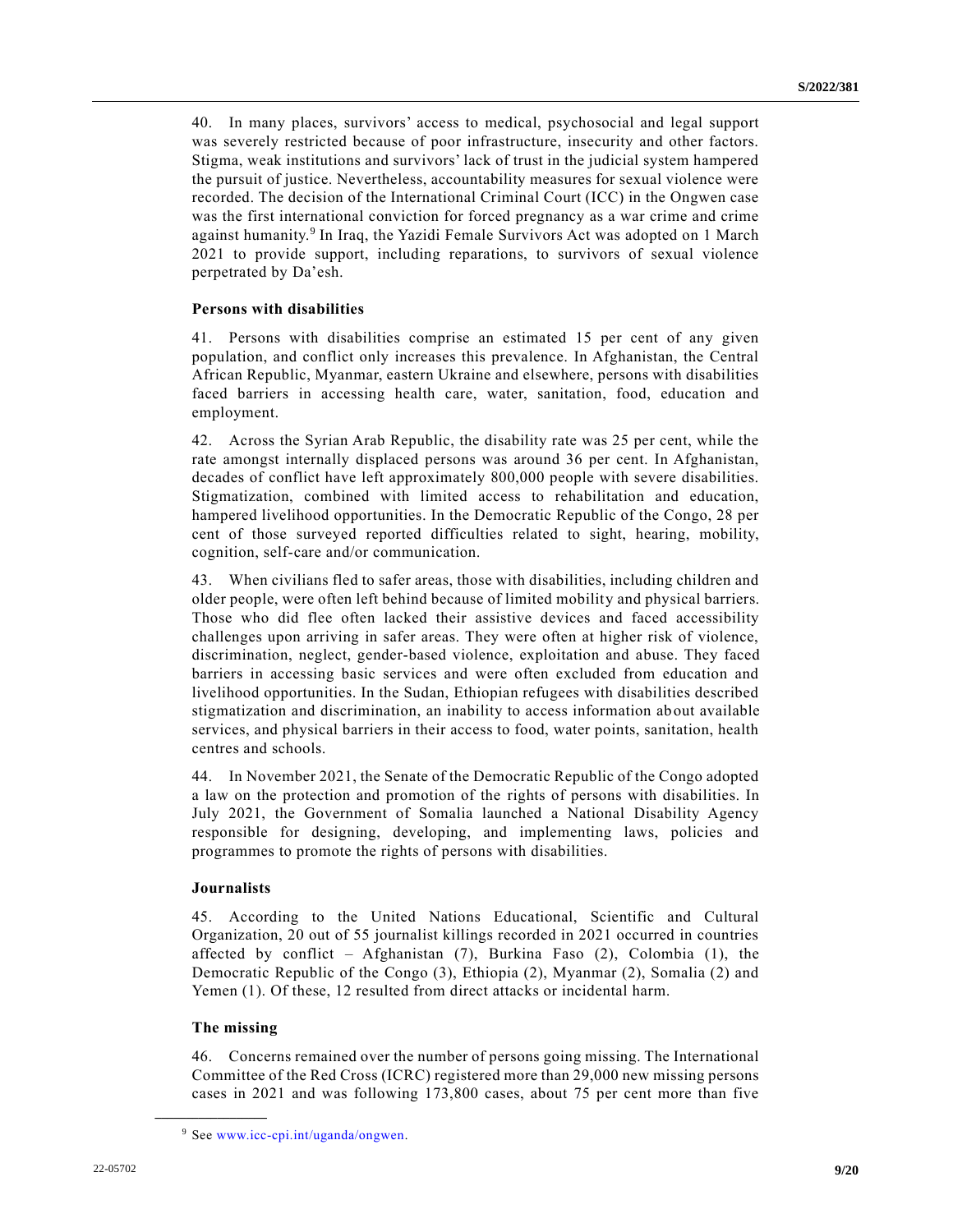40. In many places, survivors' access to medical, psychosocial and legal support was severely restricted because of poor infrastructure, insecurity and other factors. Stigma, weak institutions and survivors' lack of trust in the judicial system hampered the pursuit of justice. Nevertheless, accountability measures for sexual violence were recorded. The decision of the International Criminal Court (ICC) in the Ongwen case was the first international conviction for forced pregnancy as a war crime and crime against humanity.[9] In Iraq, the Yazidi Female Survivors Act was adopted on 1 March 2021 to provide support, including reparations, to survivors of sexual violence perpetrated by Da'esh.

### Persons with disabilities

41. Persons with disabilities comprise an estimated 15 per cent of any given population, and conflict only increases this prevalence. In Afghanistan, the Central African Republic, Myanmar, eastern Ukraine and elsewhere, persons with disabilities faced barriers in accessing health care, water, sanitation, food, education and employment.

42. Across the Syrian Arab Republic, the disability rate was 25 per cent, while the rate amongst internally displaced persons was around 36 per cent. In Afghanistan, decades of conflict have left approximately 800,000 people with severe disabilities. Stigmatization, combined with limited access to rehabilitation and education, hampered livelihood opportunities. In the Democratic Republic of the Congo, 28 per cent of those surveyed reported difficulties related to sight, hearing, mobility, cognition, self-care and/or communication.

43. When civilians fled to safer areas, those with disabilities, including children and older people, were often left behind because of limited mobility and physical barriers. Those who did flee often lacked their assistive devices and faced accessibility challenges upon arriving in safer areas. They were often at higher risk of violence, discrimination, neglect, gender-based violence, exploitation and abuse. They faced barriers in accessing basic services and were often excluded from education and livelihood opportunities. In the Sudan, Ethiopian refugees with disabilities described stigmatization and discrimination, an inability to access information about available services, and physical barriers in their access to food, water points, sanitation, health centres and schools.

44. In November 2021, the Senate of the Democratic Republic of the Congo adopted a law on the protection and promotion of the rights of persons with disabilities. In July 2021, the Government of Somalia launched a National Disability Agency responsible for designing, developing, and implementing laws, policies and programmes to promote the rights of persons with disabilities.

### Journalists

45. According to the United Nations Educational, Scientific and Cultural Organization, 20 out of 55 journalist killings recorded in 2021 occurred in countries affected by conflict – Afghanistan (7), Burkina Faso (2), Colombia (1), the Democratic Republic of the Congo (3), Ethiopia (2), Myanmar (2), Somalia (2) and Yemen (1). Of these, 12 resulted from direct attacks or incidental harm.

### The missing

46. Concerns remained over the number of persons going missing. The International Committee of the Red Cross (ICRC) registered more than 29,000 new missing persons cases in 2021 and was following 173,800 cases, about 75 per cent more than five

---

[9] See www.icc-cpi.int/uganda/ongwen.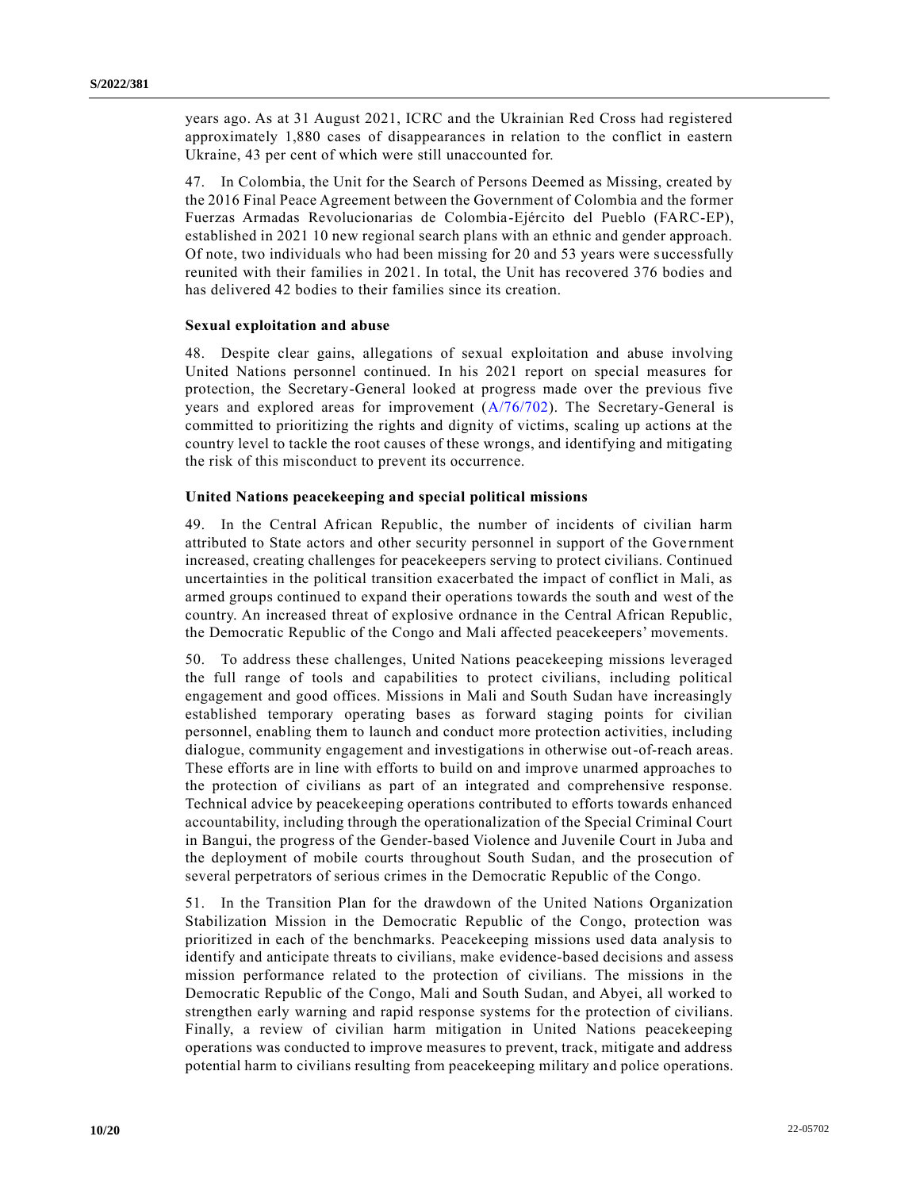years ago. As at 31 August 2021, ICRC and the Ukrainian Red Cross had registered approximately 1,880 cases of disappearances in relation to the conflict in eastern Ukraine, 43 per cent of which were still unaccounted for.

47. In Colombia, the Unit for the Search of Persons Deemed as Missing, created by the 2016 Final Peace Agreement between the Government of Colombia and the former Fuerzas Armadas Revolucionarias de Colombia-Ejército del Pueblo (FARC-EP), established in 2021 10 new regional search plans with an ethnic and gender approach. Of note, two individuals who had been missing for 20 and 53 years were successfully reunited with their families in 2021. In total, the Unit has recovered 376 bodies and has delivered 42 bodies to their families since its creation.

### Sexual exploitation and abuse

48. Despite clear gains, allegations of sexual exploitation and abuse involving United Nations personnel continued. In his 2021 report on special measures for protection, the Secretary-General looked at progress made over the previous five years and explored areas for improvement (A/76/702). The Secretary-General is committed to prioritizing the rights and dignity of victims, scaling up actions at the country level to tackle the root causes of these wrongs, and identifying and mitigating the risk of this misconduct to prevent its occurrence.

### United Nations peacekeeping and special political missions

49. In the Central African Republic, the number of incidents of civilian harm attributed to State actors and other security personnel in support of the Government increased, creating challenges for peacekeepers serving to protect civilians. Continued uncertainties in the political transition exacerbated the impact of conflict in Mali, as armed groups continued to expand their operations towards the south and west of the country. An increased threat of explosive ordnance in the Central African Republic, the Democratic Republic of the Congo and Mali affected peacekeepers' movements.

50. To address these challenges, United Nations peacekeeping missions leveraged the full range of tools and capabilities to protect civilians, including political engagement and good offices. Missions in Mali and South Sudan have increasingly established temporary operating bases as forward staging points for civilian personnel, enabling them to launch and conduct more protection activities, including dialogue, community engagement and investigations in otherwise out-of-reach areas. These efforts are in line with efforts to build on and improve unarmed approaches to the protection of civilians as part of an integrated and comprehensive response. Technical advice by peacekeeping operations contributed to efforts towards enhanced accountability, including through the operationalization of the Special Criminal Court in Bangui, the progress of the Gender-based Violence and Juvenile Court in Juba and the deployment of mobile courts throughout South Sudan, and the prosecution of several perpetrators of serious crimes in the Democratic Republic of the Congo.

51. In the Transition Plan for the drawdown of the United Nations Organization Stabilization Mission in the Democratic Republic of the Congo, protection was prioritized in each of the benchmarks. Peacekeeping missions used data analysis to identify and anticipate threats to civilians, make evidence-based decisions and assess mission performance related to the protection of civilians. The missions in the Democratic Republic of the Congo, Mali and South Sudan, and Abyei, all worked to strengthen early warning and rapid response systems for the protection of civilians. Finally, a review of civilian harm mitigation in United Nations peacekeeping operations was conducted to improve measures to prevent, track, mitigate and address potential harm to civilians resulting from peacekeeping military and police operations.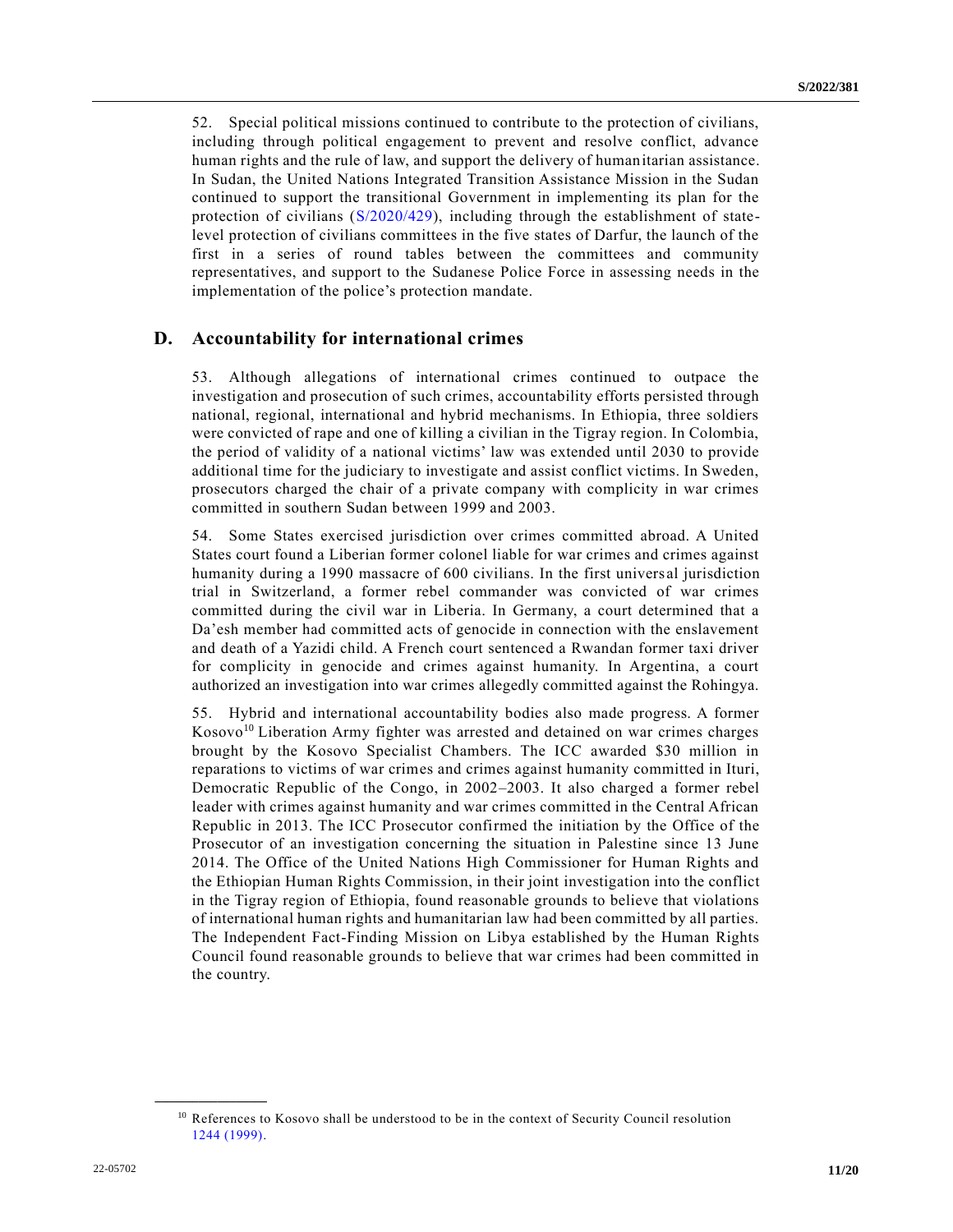52. Special political missions continued to contribute to the protection of civilians, including through political engagement to prevent and resolve conflict, advance human rights and the rule of law, and support the delivery of humanitarian assistance. In Sudan, the United Nations Integrated Transition Assistance Mission in the Sudan continued to support the transitional Government in implementing its plan for the protection of civilians (S/2020/429), including through the establishment of state-level protection of civilians committees in the five states of Darfur, the launch of the first in a series of round tables between the committees and community representatives, and support to the Sudanese Police Force in assessing needs in the implementation of the police's protection mandate.

## D. Accountability for international crimes

53. Although allegations of international crimes continued to outpace the investigation and prosecution of such crimes, accountability efforts persisted through national, regional, international and hybrid mechanisms. In Ethiopia, three soldiers were convicted of rape and one of killing a civilian in the Tigray region. In Colombia, the period of validity of a national victims' law was extended until 2030 to provide additional time for the judiciary to investigate and assist conflict victims. In Sweden, prosecutors charged the chair of a private company with complicity in war crimes committed in southern Sudan between 1999 and 2003.

54. Some States exercised jurisdiction over crimes committed abroad. A United States court found a Liberian former colonel liable for war crimes and crimes against humanity during a 1990 massacre of 600 civilians. In the first universal jurisdiction trial in Switzerland, a former rebel commander was convicted of war crimes committed during the civil war in Liberia. In Germany, a court determined that a Da'esh member had committed acts of genocide in connection with the enslavement and death of a Yazidi child. A French court sentenced a Rwandan former taxi driver for complicity in genocide and crimes against humanity. In Argentina, a court authorized an investigation into war crimes allegedly committed against the Rohingya.

55. Hybrid and international accountability bodies also made progress. A former Kosovo[10] Liberation Army fighter was arrested and detained on war crimes charges brought by the Kosovo Specialist Chambers. The ICC awarded $30 million in reparations to victims of war crimes and crimes against humanity committed in Ituri, Democratic Republic of the Congo, in 2002–2003. It also charged a former rebel leader with crimes against humanity and war crimes committed in the Central African Republic in 2013. The ICC Prosecutor confirmed the initiation by the Office of the Prosecutor of an investigation concerning the situation in Palestine since 13 June 2014. The Office of the United Nations High Commissioner for Human Rights and the Ethiopian Human Rights Commission, in their joint investigation into the conflict in the Tigray region of Ethiopia, found reasonable grounds to believe that violations of international human rights and humanitarian law had been committed by all parties. The Independent Fact-Finding Mission on Libya established by the Human Rights Council found reasonable grounds to believe that war crimes had been committed in the country.

[10] References to Kosovo shall be understood to be in the context of Security Council resolution 1244 (1999).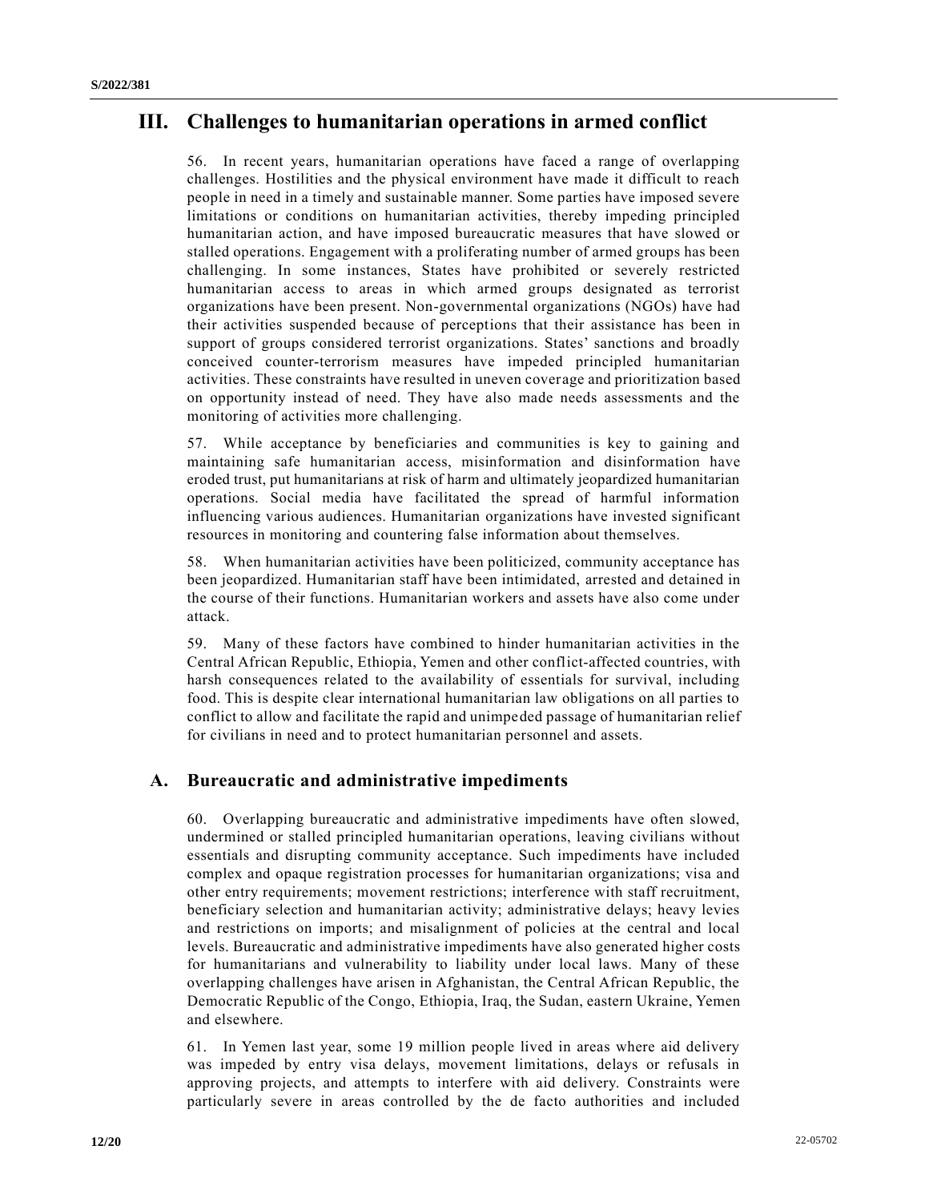## III. Challenges to humanitarian operations in armed conflict

56. In recent years, humanitarian operations have faced a range of overlapping challenges. Hostilities and the physical environment have made it difficult to reach people in need in a timely and sustainable manner. Some parties have imposed severe limitations or conditions on humanitarian activities, thereby impeding principled humanitarian action, and have imposed bureaucratic measures that have slowed or stalled operations. Engagement with a proliferating number of armed groups has been challenging. In some instances, States have prohibited or severely restricted humanitarian access to areas in which armed groups designated as terrorist organizations have been present. Non-governmental organizations (NGOs) have had their activities suspended because of perceptions that their assistance has been in support of groups considered terrorist organizations. States' sanctions and broadly conceived counter-terrorism measures have impeded principled humanitarian activities. These constraints have resulted in uneven coverage and prioritization based on opportunity instead of need. They have also made needs assessments and the monitoring of activities more challenging.

57. While acceptance by beneficiaries and communities is key to gaining and maintaining safe humanitarian access, misinformation and disinformation have eroded trust, put humanitarians at risk of harm and ultimately jeopardized humanitarian operations. Social media have facilitated the spread of harmful information influencing various audiences. Humanitarian organizations have invested significant resources in monitoring and countering false information about themselves.

58. When humanitarian activities have been politicized, community acceptance has been jeopardized. Humanitarian staff have been intimidated, arrested and detained in the course of their functions. Humanitarian workers and assets have also come under attack.

59. Many of these factors have combined to hinder humanitarian activities in the Central African Republic, Ethiopia, Yemen and other conflict-affected countries, with harsh consequences related to the availability of essentials for survival, including food. This is despite clear international humanitarian law obligations on all parties to conflict to allow and facilitate the rapid and unimpeded passage of humanitarian relief for civilians in need and to protect humanitarian personnel and assets.

### A. Bureaucratic and administrative impediments

60. Overlapping bureaucratic and administrative impediments have often slowed, undermined or stalled principled humanitarian operations, leaving civilians without essentials and disrupting community acceptance. Such impediments have included complex and opaque registration processes for humanitarian organizations; visa and other entry requirements; movement restrictions; interference with staff recruitment, beneficiary selection and humanitarian activity; administrative delays; heavy levies and restrictions on imports; and misalignment of policies at the central and local levels. Bureaucratic and administrative impediments have also generated higher costs for humanitarians and vulnerability to liability under local laws. Many of these overlapping challenges have arisen in Afghanistan, the Central African Republic, the Democratic Republic of the Congo, Ethiopia, Iraq, the Sudan, eastern Ukraine, Yemen and elsewhere.

61. In Yemen last year, some 19 million people lived in areas where aid delivery was impeded by entry visa delays, movement limitations, delays or refusals in approving projects, and attempts to interfere with aid delivery. Constraints were particularly severe in areas controlled by the de facto authorities and included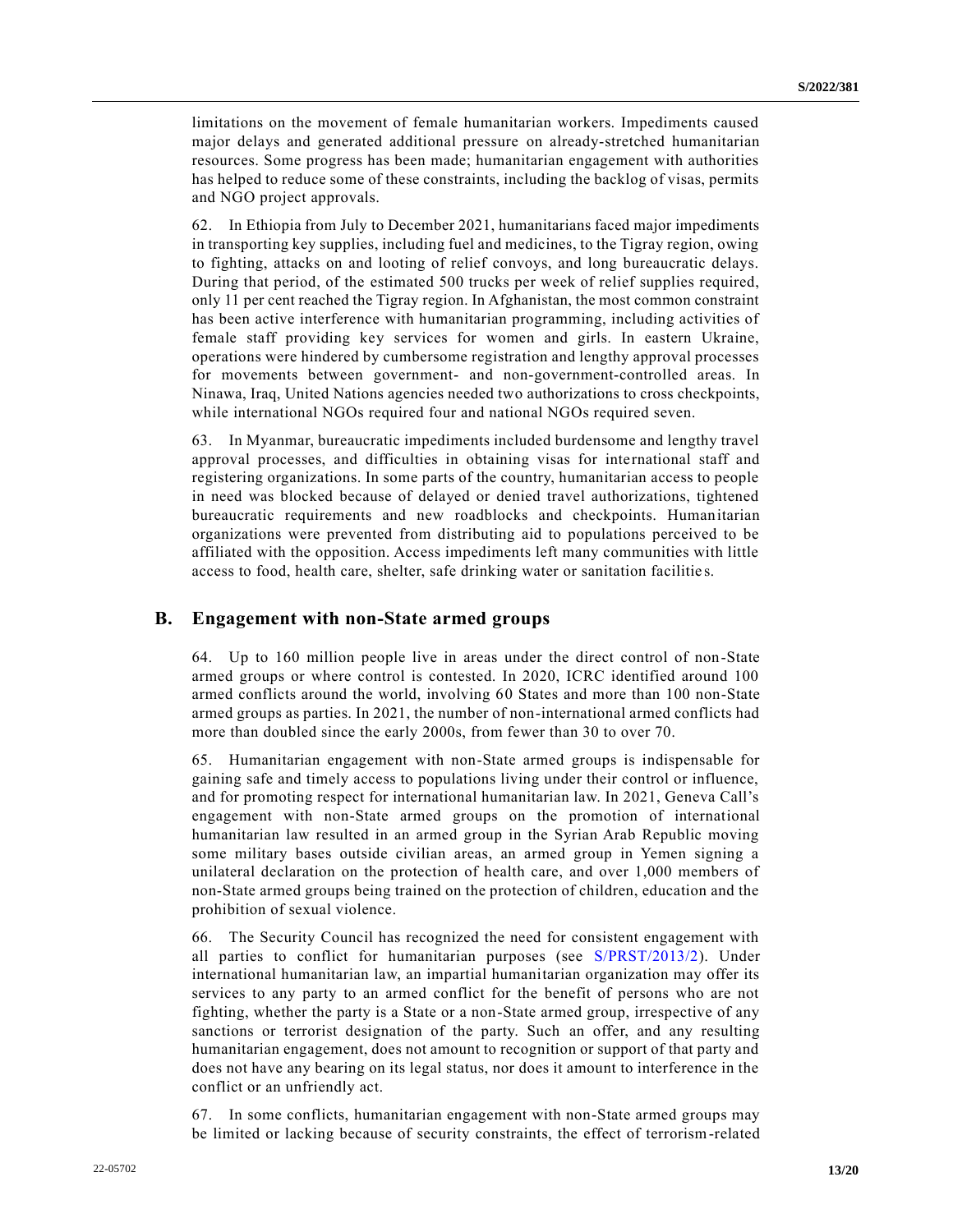limitations on the movement of female humanitarian workers. Impediments caused major delays and generated additional pressure on already-stretched humanitarian resources. Some progress has been made; humanitarian engagement with authorities has helped to reduce some of these constraints, including the backlog of visas, permits and NGO project approvals.

62. In Ethiopia from July to December 2021, humanitarians faced major impediments in transporting key supplies, including fuel and medicines, to the Tigray region, owing to fighting, attacks on and looting of relief convoys, and long bureaucratic delays. During that period, of the estimated 500 trucks per week of relief supplies required, only 11 per cent reached the Tigray region. In Afghanistan, the most common constraint has been active interference with humanitarian programming, including activities of female staff providing key services for women and girls. In eastern Ukraine, operations were hindered by cumbersome registration and lengthy approval processes for movements between government- and non-government-controlled areas. In Ninawa, Iraq, United Nations agencies needed two authorizations to cross checkpoints, while international NGOs required four and national NGOs required seven.

63. In Myanmar, bureaucratic impediments included burdensome and lengthy travel approval processes, and difficulties in obtaining visas for international staff and registering organizations. In some parts of the country, humanitarian access to people in need was blocked because of delayed or denied travel authorizations, tightened bureaucratic requirements and new roadblocks and checkpoints. Humanitarian organizations were prevented from distributing aid to populations perceived to be affiliated with the opposition. Access impediments left many communities with little access to food, health care, shelter, safe drinking water or sanitation facilities.

## B. Engagement with non-State armed groups

64. Up to 160 million people live in areas under the direct control of non-State armed groups or where control is contested. In 2020, ICRC identified around 100 armed conflicts around the world, involving 60 States and more than 100 non-State armed groups as parties. In 2021, the number of non-international armed conflicts had more than doubled since the early 2000s, from fewer than 30 to over 70.

65. Humanitarian engagement with non-State armed groups is indispensable for gaining safe and timely access to populations living under their control or influence, and for promoting respect for international humanitarian law. In 2021, Geneva Call's engagement with non-State armed groups on the promotion of international humanitarian law resulted in an armed group in the Syrian Arab Republic moving some military bases outside civilian areas, an armed group in Yemen signing a unilateral declaration on the protection of health care, and over 1,000 members of non-State armed groups being trained on the protection of children, education and the prohibition of sexual violence.

66. The Security Council has recognized the need for consistent engagement with all parties to conflict for humanitarian purposes (see S/PRST/2013/2). Under international humanitarian law, an impartial humanitarian organization may offer its services to any party to an armed conflict for the benefit of persons who are not fighting, whether the party is a State or a non-State armed group, irrespective of any sanctions or terrorist designation of the party. Such an offer, and any resulting humanitarian engagement, does not amount to recognition or support of that party and does not have any bearing on its legal status, nor does it amount to interference in the conflict or an unfriendly act.

67. In some conflicts, humanitarian engagement with non-State armed groups may be limited or lacking because of security constraints, the effect of terrorism-related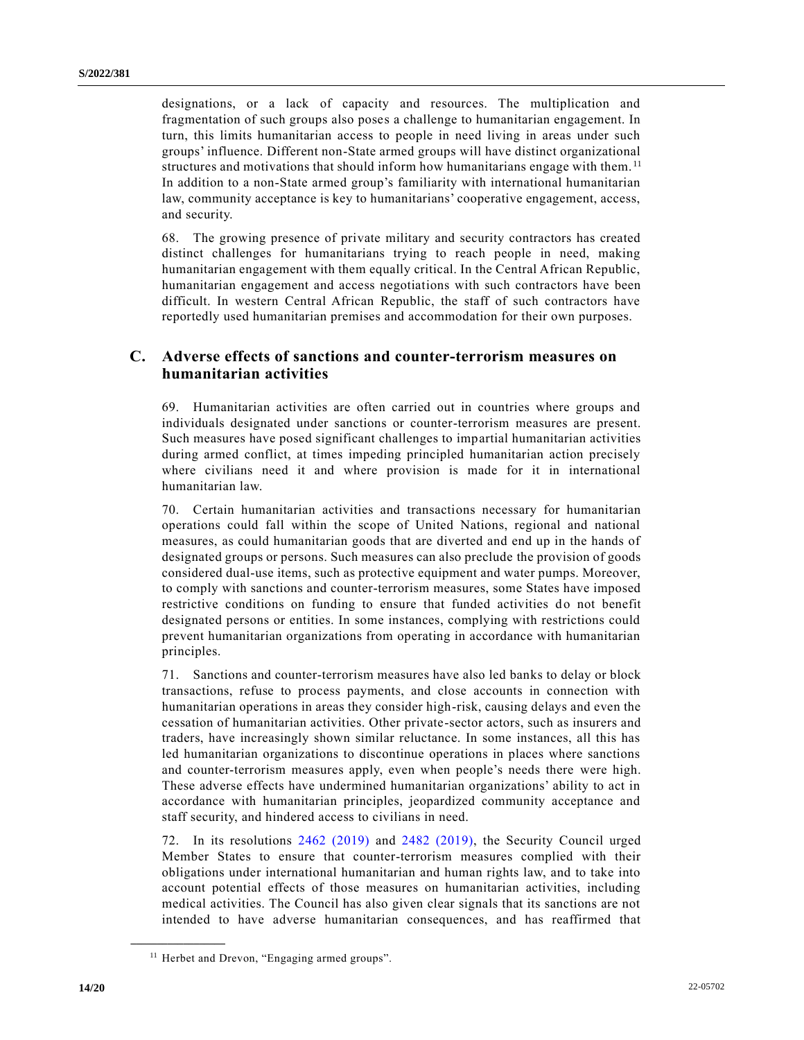designations, or a lack of capacity and resources. The multiplication and fragmentation of such groups also poses a challenge to humanitarian engagement. In turn, this limits humanitarian access to people in need living in areas under such groups' influence. Different non-State armed groups will have distinct organizational structures and motivations that should inform how humanitarians engage with them.[11] In addition to a non-State armed group's familiarity with international humanitarian law, community acceptance is key to humanitarians' cooperative engagement, access, and security.

68. The growing presence of private military and security contractors has created distinct challenges for humanitarians trying to reach people in need, making humanitarian engagement with them equally critical. In the Central African Republic, humanitarian engagement and access negotiations with such contractors have been difficult. In western Central African Republic, the staff of such contractors have reportedly used humanitarian premises and accommodation for their own purposes.

## C. Adverse effects of sanctions and counter-terrorism measures on humanitarian activities

69. Humanitarian activities are often carried out in countries where groups and individuals designated under sanctions or counter-terrorism measures are present. Such measures have posed significant challenges to impartial humanitarian activities during armed conflict, at times impeding principled humanitarian action precisely where civilians need it and where provision is made for it in international humanitarian law.

70. Certain humanitarian activities and transactions necessary for humanitarian operations could fall within the scope of United Nations, regional and national measures, as could humanitarian goods that are diverted and end up in the hands of designated groups or persons. Such measures can also preclude the provision of goods considered dual-use items, such as protective equipment and water pumps. Moreover, to comply with sanctions and counter-terrorism measures, some States have imposed restrictive conditions on funding to ensure that funded activities do not benefit designated persons or entities. In some instances, complying with restrictions could prevent humanitarian organizations from operating in accordance with humanitarian principles.

71. Sanctions and counter-terrorism measures have also led banks to delay or block transactions, refuse to process payments, and close accounts in connection with humanitarian operations in areas they consider high-risk, causing delays and even the cessation of humanitarian activities. Other private-sector actors, such as insurers and traders, have increasingly shown similar reluctance. In some instances, all this has led humanitarian organizations to discontinue operations in places where sanctions and counter-terrorism measures apply, even when people's needs there were high. These adverse effects have undermined humanitarian organizations' ability to act in accordance with humanitarian principles, jeopardized community acceptance and staff security, and hindered access to civilians in need.

72. In its resolutions 2462 (2019) and 2482 (2019), the Security Council urged Member States to ensure that counter-terrorism measures complied with their obligations under international humanitarian and human rights law, and to take into account potential effects of those measures on humanitarian activities, including medical activities. The Council has also given clear signals that its sanctions are not intended to have adverse humanitarian consequences, and has reaffirmed that

---

[11] Herbet and Drevon, "Engaging armed groups".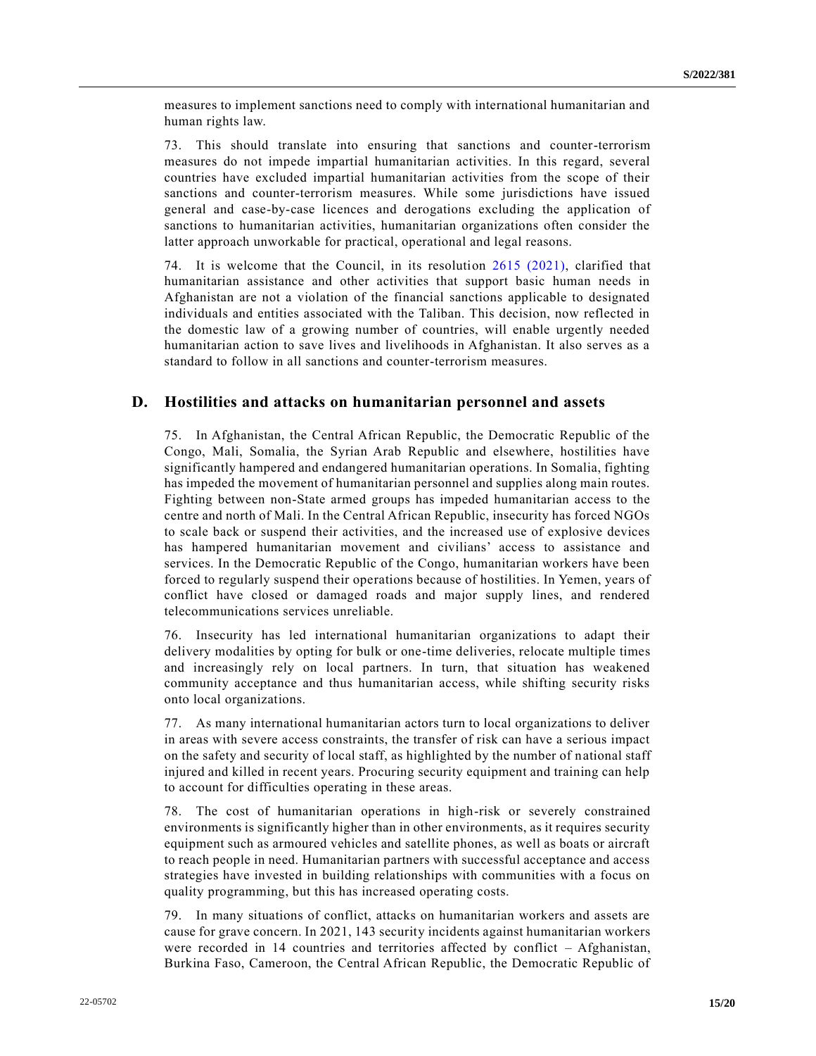measures to implement sanctions need to comply with international humanitarian and human rights law.

73. This should translate into ensuring that sanctions and counter-terrorism measures do not impede impartial humanitarian activities. In this regard, several countries have excluded impartial humanitarian activities from the scope of their sanctions and counter-terrorism measures. While some jurisdictions have issued general and case-by-case licences and derogations excluding the application of sanctions to humanitarian activities, humanitarian organizations often consider the latter approach unworkable for practical, operational and legal reasons.

74. It is welcome that the Council, in its resolution 2615 (2021), clarified that humanitarian assistance and other activities that support basic human needs in Afghanistan are not a violation of the financial sanctions applicable to designated individuals and entities associated with the Taliban. This decision, now reflected in the domestic law of a growing number of countries, will enable urgently needed humanitarian action to save lives and livelihoods in Afghanistan. It also serves as a standard to follow in all sanctions and counter-terrorism measures.

## D. Hostilities and attacks on humanitarian personnel and assets

75. In Afghanistan, the Central African Republic, the Democratic Republic of the Congo, Mali, Somalia, the Syrian Arab Republic and elsewhere, hostilities have significantly hampered and endangered humanitarian operations. In Somalia, fighting has impeded the movement of humanitarian personnel and supplies along main routes. Fighting between non-State armed groups has impeded humanitarian access to the centre and north of Mali. In the Central African Republic, insecurity has forced NGOs to scale back or suspend their activities, and the increased use of explosive devices has hampered humanitarian movement and civilians' access to assistance and services. In the Democratic Republic of the Congo, humanitarian workers have been forced to regularly suspend their operations because of hostilities. In Yemen, years of conflict have closed or damaged roads and major supply lines, and rendered telecommunications services unreliable.

76. Insecurity has led international humanitarian organizations to adapt their delivery modalities by opting for bulk or one-time deliveries, relocate multiple times and increasingly rely on local partners. In turn, that situation has weakened community acceptance and thus humanitarian access, while shifting security risks onto local organizations.

77. As many international humanitarian actors turn to local organizations to deliver in areas with severe access constraints, the transfer of risk can have a serious impact on the safety and security of local staff, as highlighted by the number of national staff injured and killed in recent years. Procuring security equipment and training can help to account for difficulties operating in these areas.

78. The cost of humanitarian operations in high-risk or severely constrained environments is significantly higher than in other environments, as it requires security equipment such as armoured vehicles and satellite phones, as well as boats or aircraft to reach people in need. Humanitarian partners with successful acceptance and access strategies have invested in building relationships with communities with a focus on quality programming, but this has increased operating costs.

79. In many situations of conflict, attacks on humanitarian workers and assets are cause for grave concern. In 2021, 143 security incidents against humanitarian workers were recorded in 14 countries and territories affected by conflict – Afghanistan, Burkina Faso, Cameroon, the Central African Republic, the Democratic Republic of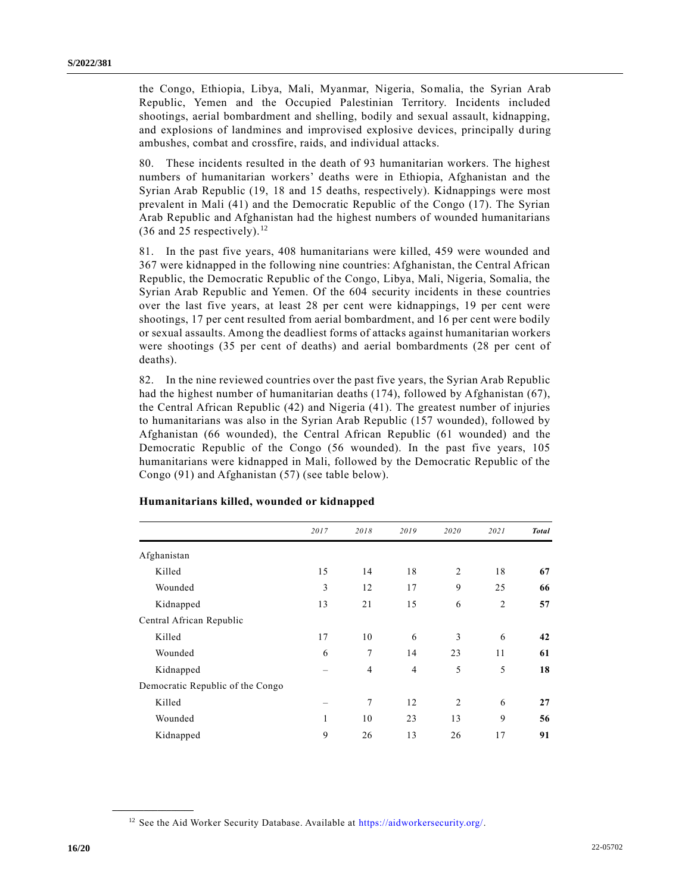the Congo, Ethiopia, Libya, Mali, Myanmar, Nigeria, Somalia, the Syrian Arab Republic, Yemen and the Occupied Palestinian Territory. Incidents included shootings, aerial bombardment and shelling, bodily and sexual assault, kidnapping, and explosions of landmines and improvised explosive devices, principally during ambushes, combat and crossfire, raids, and individual attacks.

80. These incidents resulted in the death of 93 humanitarian workers. The highest numbers of humanitarian workers' deaths were in Ethiopia, Afghanistan and the Syrian Arab Republic (19, 18 and 15 deaths, respectively). Kidnappings were most prevalent in Mali (41) and the Democratic Republic of the Congo (17). The Syrian Arab Republic and Afghanistan had the highest numbers of wounded humanitarians (36 and 25 respectively).[12]

81. In the past five years, 408 humanitarians were killed, 459 were wounded and 367 were kidnapped in the following nine countries: Afghanistan, the Central African Republic, the Democratic Republic of the Congo, Libya, Mali, Nigeria, Somalia, the Syrian Arab Republic and Yemen. Of the 604 security incidents in these countries over the last five years, at least 28 per cent were kidnappings, 19 per cent were shootings, 17 per cent resulted from aerial bombardment, and 16 per cent were bodily or sexual assaults. Among the deadliest forms of attacks against humanitarian workers were shootings (35 per cent of deaths) and aerial bombardments (28 per cent of deaths).

82. In the nine reviewed countries over the past five years, the Syrian Arab Republic had the highest number of humanitarian deaths (174), followed by Afghanistan (67), the Central African Republic (42) and Nigeria (41). The greatest number of injuries to humanitarians was also in the Syrian Arab Republic (157 wounded), followed by Afghanistan (66 wounded), the Central African Republic (61 wounded) and the Democratic Republic of the Congo (56 wounded). In the past five years, 105 humanitarians were kidnapped in Mali, followed by the Democratic Republic of the Congo (91) and Afghanistan (57) (see table below).

**Humanitarians killed, wounded or kidnapped**

| | *2017* | *2018* | *2019* | *2020* | *2021* | ***Total*** |
|---|---|---|---|---|---|---|
| Afghanistan | | | | | | |
| Killed | 15 | 14 | 18 | 2 | 18 | **67** |
| Wounded | 3 | 12 | 17 | 9 | 25 | **66** |
| Kidnapped | 13 | 21 | 15 | 6 | 2 | **57** |
| Central African Republic | | | | | | |
| Killed | 17 | 10 | 6 | 3 | 6 | **42** |
| Wounded | 6 | 7 | 14 | 23 | 11 | **61** |
| Kidnapped | – | 4 | 4 | 5 | 5 | **18** |
| Democratic Republic of the Congo | | | | | | |
| Killed | – | 7 | 12 | 2 | 6 | **27** |
| Wounded | 1 | 10 | 23 | 13 | 9 | **56** |
| Kidnapped | 9 | 26 | 13 | 26 | 17 | **91** |

[12] See the Aid Worker Security Database. Available at https://aidworkersecurity.org/.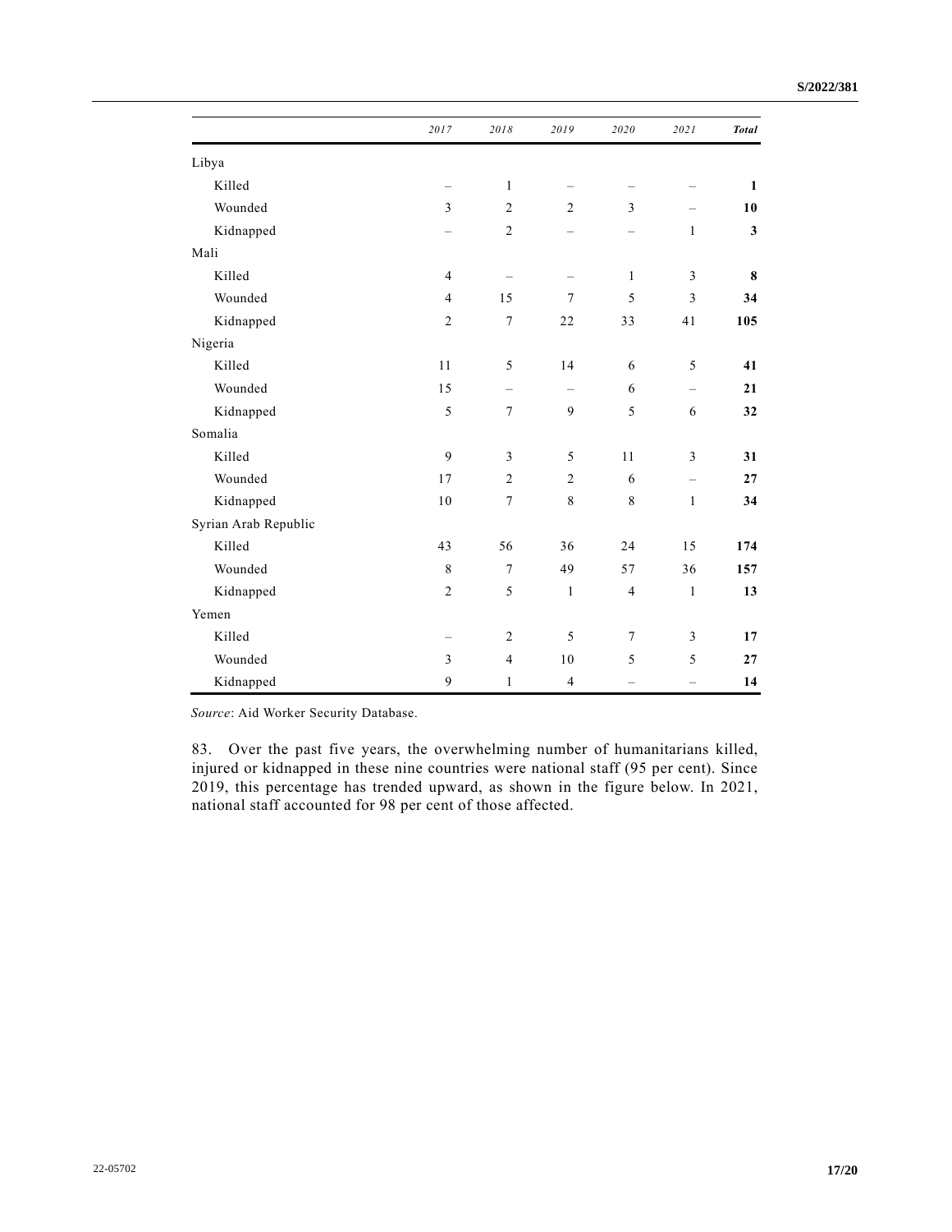| | *2017* | *2018* | *2019* | *2020* | *2021* | ***Total*** |
|---|---|---|---|---|---|---|
| Libya | | | | | | |
| Killed | – | 1 | – | – | – | **1** |
| Wounded | 3 | 2 | 2 | 3 | – | **10** |
| Kidnapped | – | 2 | – | – | 1 | **3** |
| Mali | | | | | | |
| Killed | 4 | – | – | 1 | 3 | **8** |
| Wounded | 4 | 15 | 7 | 5 | 3 | **34** |
| Kidnapped | 2 | 7 | 22 | 33 | 41 | **105** |
| Nigeria | | | | | | |
| Killed | 11 | 5 | 14 | 6 | 5 | **41** |
| Wounded | 15 | – | – | 6 | – | **21** |
| Kidnapped | 5 | 7 | 9 | 5 | 6 | **32** |
| Somalia | | | | | | |
| Killed | 9 | 3 | 5 | 11 | 3 | **31** |
| Wounded | 17 | 2 | 2 | 6 | – | **27** |
| Kidnapped | 10 | 7 | 8 | 8 | 1 | **34** |
| Syrian Arab Republic | | | | | | |
| Killed | 43 | 56 | 36 | 24 | 15 | **174** |
| Wounded | 8 | 7 | 49 | 57 | 36 | **157** |
| Kidnapped | 2 | 5 | 1 | 4 | 1 | **13** |
| Yemen | | | | | | |
| Killed | – | 2 | 5 | 7 | 3 | **17** |
| Wounded | 3 | 4 | 10 | 5 | 5 | **27** |
| Kidnapped | 9 | 1 | 4 | – | – | **14** |

*Source*: Aid Worker Security Database.

83. Over the past five years, the overwhelming number of humanitarians killed, injured or kidnapped in these nine countries were national staff (95 per cent). Since 2019, this percentage has trended upward, as shown in the figure below. In 2021, national staff accounted for 98 per cent of those affected.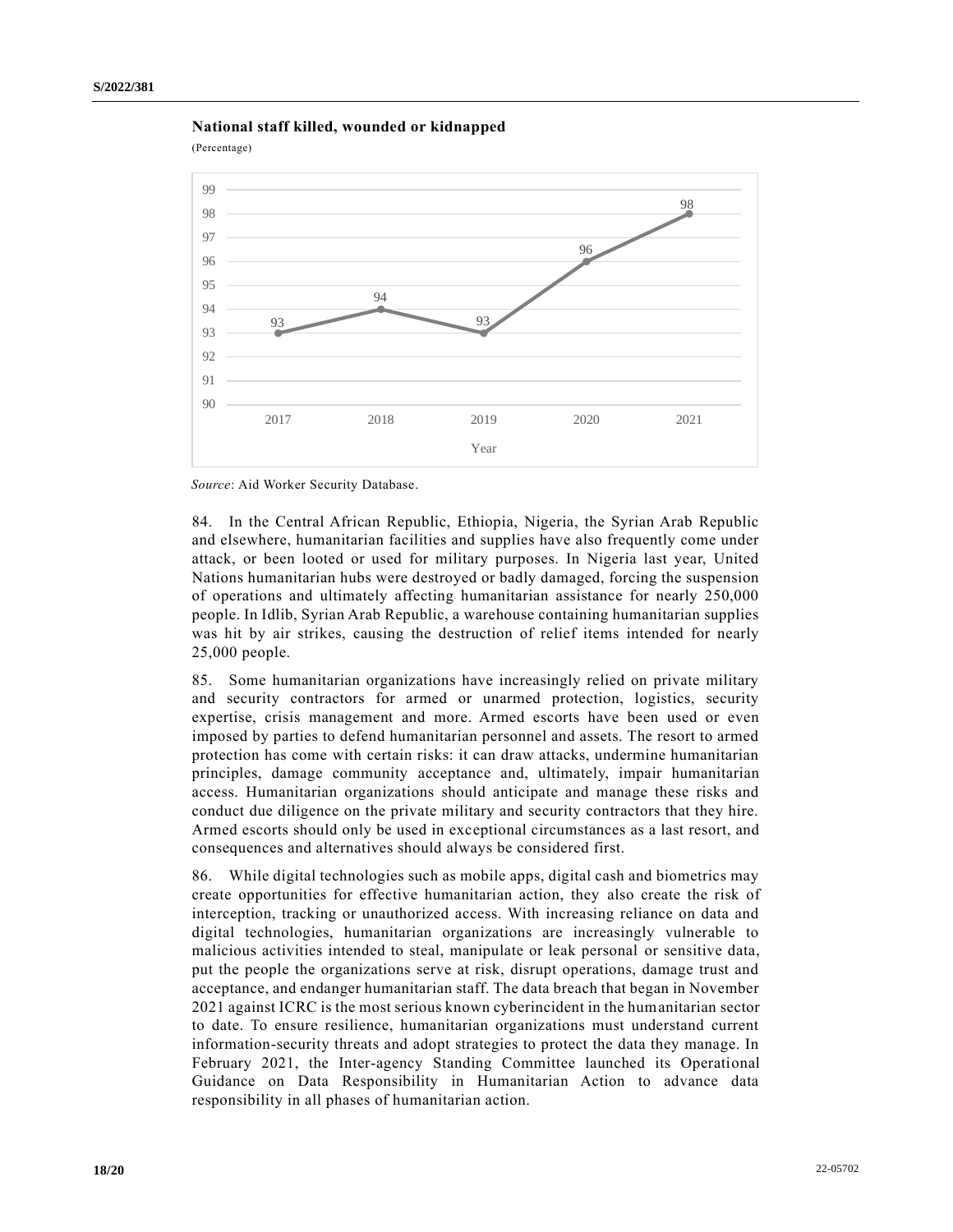**National staff killed, wounded or kidnapped**

(Percentage)

| Year | 2017 | 2018 | 2019 | 2020 | 2021 |
|---|---|---|---|---|---|
| Percentage | 93 | 94 | 93 | 96 | 98 |

*Source*: Aid Worker Security Database.

84. In the Central African Republic, Ethiopia, Nigeria, the Syrian Arab Republic and elsewhere, humanitarian facilities and supplies have also frequently come under attack, or been looted or used for military purposes. In Nigeria last year, United Nations humanitarian hubs were destroyed or badly damaged, forcing the suspension of operations and ultimately affecting humanitarian assistance for nearly 250,000 people. In Idlib, Syrian Arab Republic, a warehouse containing humanitarian supplies was hit by air strikes, causing the destruction of relief items intended for nearly 25,000 people.

85. Some humanitarian organizations have increasingly relied on private military and security contractors for armed or unarmed protection, logistics, security expertise, crisis management and more. Armed escorts have been used or even imposed by parties to defend humanitarian personnel and assets. The resort to armed protection has come with certain risks: it can draw attacks, undermine humanitarian principles, damage community acceptance and, ultimately, impair humanitarian access. Humanitarian organizations should anticipate and manage these risks and conduct due diligence on the private military and security contractors that they hire. Armed escorts should only be used in exceptional circumstances as a last resort, and consequences and alternatives should always be considered first.

86. While digital technologies such as mobile apps, digital cash and biometrics may create opportunities for effective humanitarian action, they also create the risk of interception, tracking or unauthorized access. With increasing reliance on data and digital technologies, humanitarian organizations are increasingly vulnerable to malicious activities intended to steal, manipulate or leak personal or sensitive data, put the people the organizations serve at risk, disrupt operations, damage trust and acceptance, and endanger humanitarian staff. The data breach that began in November 2021 against ICRC is the most serious known cyberincident in the humanitarian sector to date. To ensure resilience, humanitarian organizations must understand current information-security threats and adopt strategies to protect the data they manage. In February 2021, the Inter-agency Standing Committee launched its Operational Guidance on Data Responsibility in Humanitarian Action to advance data responsibility in all phases of humanitarian action.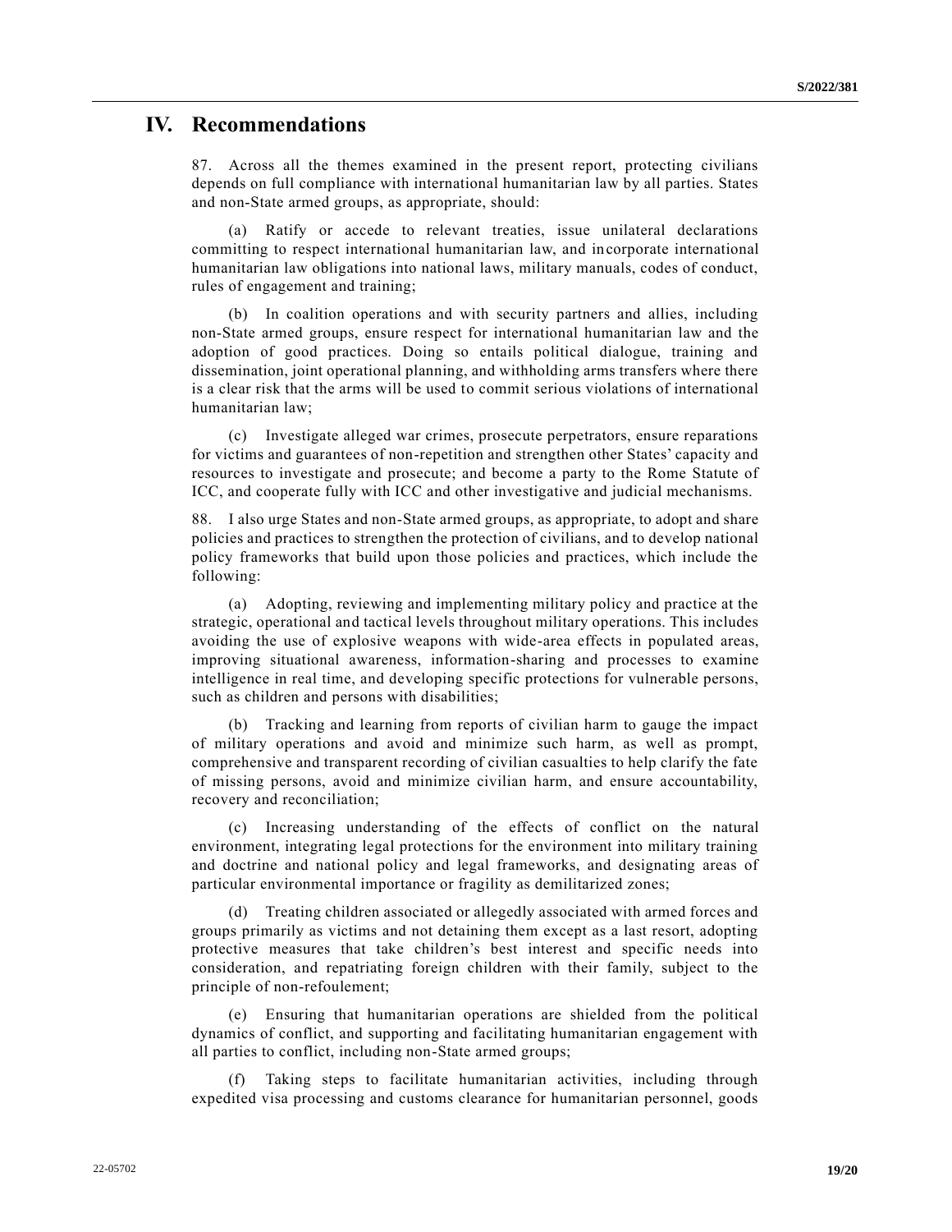# IV. Recommendations

87. Across all the themes examined in the present report, protecting civilians depends on full compliance with international humanitarian law by all parties. States and non-State armed groups, as appropriate, should:

(a) Ratify or accede to relevant treaties, issue unilateral declarations committing to respect international humanitarian law, and incorporate international humanitarian law obligations into national laws, military manuals, codes of conduct, rules of engagement and training;

(b) In coalition operations and with security partners and allies, including non-State armed groups, ensure respect for international humanitarian law and the adoption of good practices. Doing so entails political dialogue, training and dissemination, joint operational planning, and withholding arms transfers where there is a clear risk that the arms will be used to commit serious violations of international humanitarian law;

(c) Investigate alleged war crimes, prosecute perpetrators, ensure reparations for victims and guarantees of non-repetition and strengthen other States' capacity and resources to investigate and prosecute; and become a party to the Rome Statute of ICC, and cooperate fully with ICC and other investigative and judicial mechanisms.

88. I also urge States and non-State armed groups, as appropriate, to adopt and share policies and practices to strengthen the protection of civilians, and to develop national policy frameworks that build upon those policies and practices, which include the following:

(a) Adopting, reviewing and implementing military policy and practice at the strategic, operational and tactical levels throughout military operations. This includes avoiding the use of explosive weapons with wide-area effects in populated areas, improving situational awareness, information-sharing and processes to examine intelligence in real time, and developing specific protections for vulnerable persons, such as children and persons with disabilities;

(b) Tracking and learning from reports of civilian harm to gauge the impact of military operations and avoid and minimize such harm, as well as prompt, comprehensive and transparent recording of civilian casualties to help clarify the fate of missing persons, avoid and minimize civilian harm, and ensure accountability, recovery and reconciliation;

(c) Increasing understanding of the effects of conflict on the natural environment, integrating legal protections for the environment into military training and doctrine and national policy and legal frameworks, and designating areas of particular environmental importance or fragility as demilitarized zones;

(d) Treating children associated or allegedly associated with armed forces and groups primarily as victims and not detaining them except as a last resort, adopting protective measures that take children's best interest and specific needs into consideration, and repatriating foreign children with their family, subject to the principle of non-refoulement;

(e) Ensuring that humanitarian operations are shielded from the political dynamics of conflict, and supporting and facilitating humanitarian engagement with all parties to conflict, including non-State armed groups;

(f) Taking steps to facilitate humanitarian activities, including through expedited visa processing and customs clearance for humanitarian personnel, goods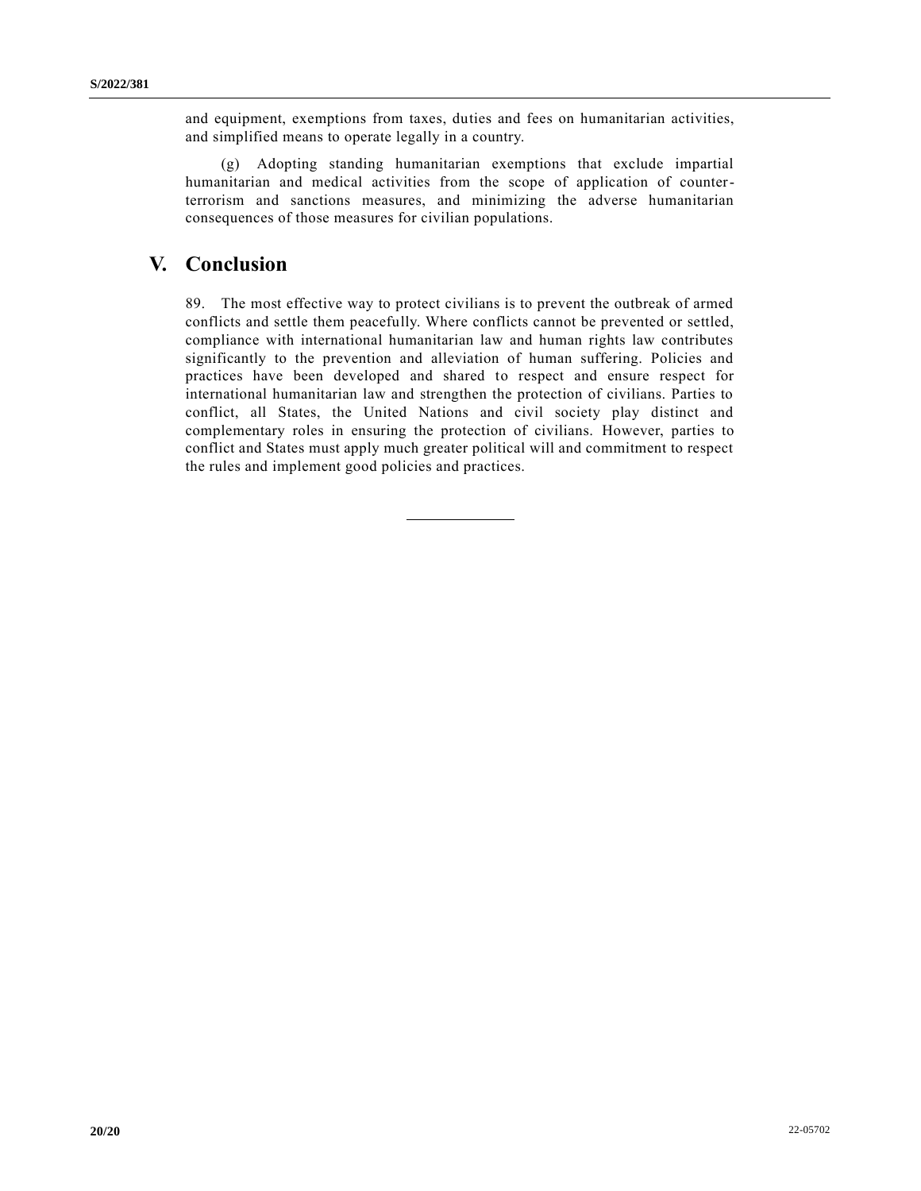and equipment, exemptions from taxes, duties and fees on humanitarian activities, and simplified means to operate legally in a country.

(g) Adopting standing humanitarian exemptions that exclude impartial humanitarian and medical activities from the scope of application of counter-terrorism and sanctions measures, and minimizing the adverse humanitarian consequences of those measures for civilian populations.

# V. Conclusion

89. The most effective way to protect civilians is to prevent the outbreak of armed conflicts and settle them peacefully. Where conflicts cannot be prevented or settled, compliance with international humanitarian law and human rights law contributes significantly to the prevention and alleviation of human suffering. Policies and practices have been developed and shared to respect and ensure respect for international humanitarian law and strengthen the protection of civilians. Parties to conflict, all States, the United Nations and civil society play distinct and complementary roles in ensuring the protection of civilians. However, parties to conflict and States must apply much greater political will and commitment to respect the rules and implement good policies and practices.